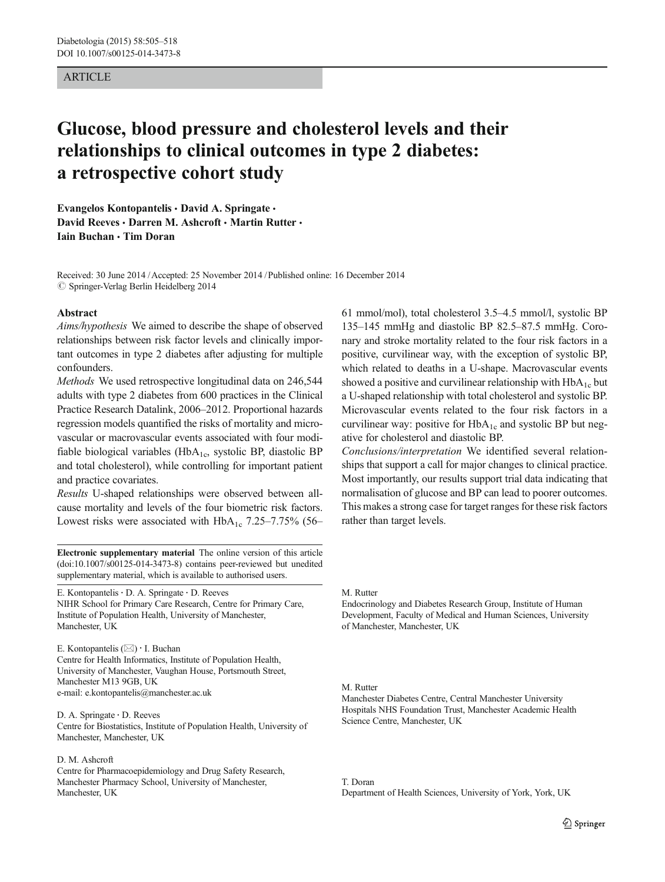ARTICLE

# Glucose, blood pressure and cholesterol levels and their relationships to clinical outcomes in type 2 diabetes: a retrospective cohort study

**Evangelos Kontopantelis · David A. Springate · David Reeves · Darren M. Ashcroft · Martin Rutter · Iain Buchan · Tim Doran**

Received: 30 June 2014 / Accepted: 25 November 2014 / Published online: 16 December 2014
© Springer-Verlag Berlin Heidelberg 2014

## Abstract

*Aims/hypothesis* We aimed to describe the shape of observed relationships between risk factor levels and clinically important outcomes in type 2 diabetes after adjusting for multiple confounders.

*Methods* We used retrospective longitudinal data on 246,544 adults with type 2 diabetes from 600 practices in the Clinical Practice Research Datalink, 2006–2012. Proportional hazards regression models quantified the risks of mortality and microvascular or macrovascular events associated with four modifiable biological variables ($HbA_{1c}$, systolic BP, diastolic BP and total cholesterol), while controlling for important patient and practice covariates.

*Results* U-shaped relationships were observed between all-cause mortality and levels of the four biometric risk factors. Lowest risks were associated with $HbA_{1c}$ 7.25–7.75% (56–61 mmol/mol), total cholesterol 3.5–4.5 mmol/l, systolic BP 135–145 mmHg and diastolic BP 82.5–87.5 mmHg. Coronary and stroke mortality related to the four risk factors in a positive, curvilinear way, with the exception of systolic BP, which related to deaths in a U-shape. Macrovascular events showed a positive and curvilinear relationship with $HbA_{1c}$ but a U-shaped relationship with total cholesterol and systolic BP. Microvascular events related to the four risk factors in a curvilinear way: positive for $HbA_{1c}$ and systolic BP but negative for cholesterol and diastolic BP.

*Conclusions/interpretation* We identified several relationships that support a call for major changes to clinical practice. Most importantly, our results support trial data indicating that normalisation of glucose and BP can lead to poorer outcomes. This makes a strong case for target ranges for these risk factors rather than target levels.

**Electronic supplementary material** The online version of this article (doi:10.1007/s00125-014-3473-8) contains peer-reviewed but unedited supplementary material, which is available to authorised users.

E. Kontopantelis · D. A. Springate · D. Reeves
NIHR School for Primary Care Research, Centre for Primary Care, Institute of Population Health, University of Manchester, Manchester, UK

E. Kontopantelis (✉) · I. Buchan
Centre for Health Informatics, Institute of Population Health, University of Manchester, Vaughan House, Portsmouth Street, Manchester M13 9GB, UK
e-mail: e.kontopantelis@manchester.ac.uk

D. A. Springate · D. Reeves
Centre for Biostatistics, Institute of Population Health, University of Manchester, Manchester, UK

D. M. Ashcroft
Centre for Pharmacoepidemiology and Drug Safety Research, Manchester Pharmacy School, University of Manchester, Manchester, UK

M. Rutter
Endocrinology and Diabetes Research Group, Institute of Human Development, Faculty of Medical and Human Sciences, University of Manchester, Manchester, UK

M. Rutter
Manchester Diabetes Centre, Central Manchester University Hospitals NHS Foundation Trust, Manchester Academic Health Science Centre, Manchester, UK

T. Doran
Department of Health Sciences, University of York, York, UK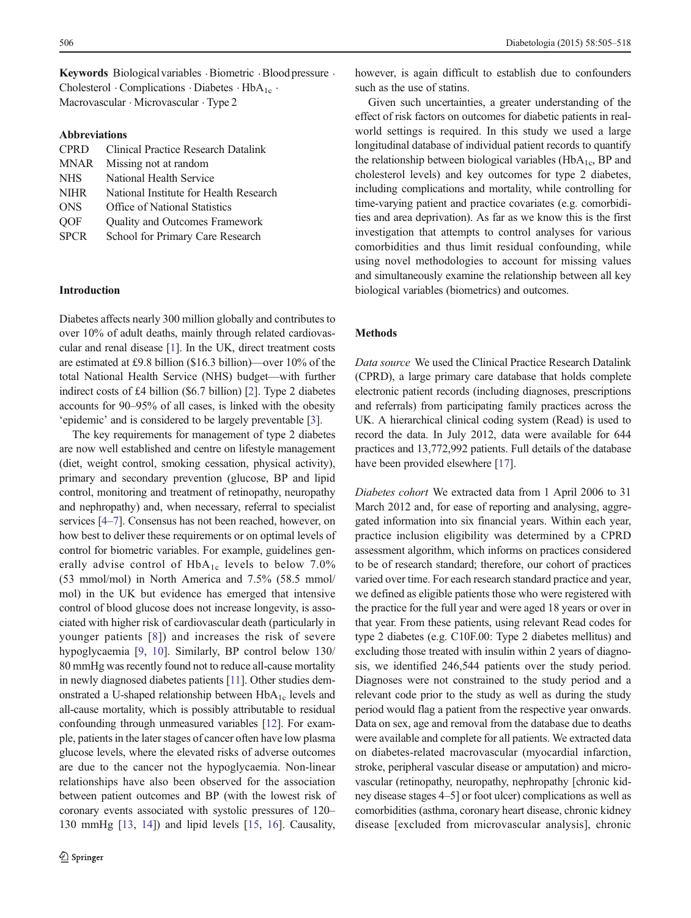**Keywords** Biological variables · Biometric · Blood pressure · Cholesterol · Complications · Diabetes · $HbA_{1c}$ · Macrovascular · Microvascular · Type 2

**Abbreviations**

| | |
|---|---|
| CPRD | Clinical Practice Research Datalink |
| MNAR | Missing not at random |
| NHS | National Health Service |
| NIHR | National Institute for Health Research |
| ONS | Office of National Statistics |
| QOF | Quality and Outcomes Framework |
| SPCR | School for Primary Care Research |

## Introduction

Diabetes affects nearly 300 million globally and contributes to over 10% of adult deaths, mainly through related cardiovascular and renal disease [1]. In the UK, direct treatment costs are estimated at £9.8 billion ($16.3 billion)—over 10% of the total National Health Service (NHS) budget—with further indirect costs of £4 billion ($6.7 billion) [2]. Type 2 diabetes accounts for 90–95% of all cases, is linked with the obesity 'epidemic' and is considered to be largely preventable [3].

The key requirements for management of type 2 diabetes are now well established and centre on lifestyle management (diet, weight control, smoking cessation, physical activity), primary and secondary prevention (glucose, BP and lipid control, monitoring and treatment of retinopathy, neuropathy and nephropathy) and, when necessary, referral to specialist services [4–7]. Consensus has not been reached, however, on how best to deliver these requirements or on optimal levels of control for biometric variables. For example, guidelines generally advise control of $HbA_{1c}$ levels to below 7.0% (53 mmol/mol) in North America and 7.5% (58.5 mmol/mol) in the UK but evidence has emerged that intensive control of blood glucose does not increase longevity, is associated with higher risk of cardiovascular death (particularly in younger patients [8]) and increases the risk of severe hypoglycaemia [9, 10]. Similarly, BP control below 130/80 mmHg was recently found not to reduce all-cause mortality in newly diagnosed diabetes patients [11]. Other studies demonstrated a U-shaped relationship between $HbA_{1c}$ levels and all-cause mortality, which is possibly attributable to residual confounding through unmeasured variables [12]. For example, patients in the later stages of cancer often have low plasma glucose levels, where the elevated risks of adverse outcomes are due to the cancer not the hypoglycaemia. Non-linear relationships have also been observed for the association between patient outcomes and BP (with the lowest risk of coronary events associated with systolic pressures of 120–130 mmHg [13, 14]) and lipid levels [15, 16]. Causality, however, is again difficult to establish due to confounders such as the use of statins.

Given such uncertainties, a greater understanding of the effect of risk factors on outcomes for diabetic patients in real-world settings is required. In this study we used a large longitudinal database of individual patient records to quantify the relationship between biological variables ($HbA_{1c}$, BP and cholesterol levels) and key outcomes for type 2 diabetes, including complications and mortality, while controlling for time-varying patient and practice covariates (e.g. comorbidities and area deprivation). As far as we know this is the first investigation that attempts to control analyses for various comorbidities and thus limit residual confounding, while using novel methodologies to account for missing values and simultaneously examine the relationship between all key biological variables (biometrics) and outcomes.

## Methods

*Data source* We used the Clinical Practice Research Datalink (CPRD), a large primary care database that holds complete electronic patient records (including diagnoses, prescriptions and referrals) from participating family practices across the UK. A hierarchical clinical coding system (Read) is used to record the data. In July 2012, data were available for 644 practices and 13,772,992 patients. Full details of the database have been provided elsewhere [17].

*Diabetes cohort* We extracted data from 1 April 2006 to 31 March 2012 and, for ease of reporting and analysing, aggregated information into six financial years. Within each year, practice inclusion eligibility was determined by a CPRD assessment algorithm, which informs on practices considered to be of research standard; therefore, our cohort of practices varied over time. For each research standard practice and year, we defined as eligible patients those who were registered with the practice for the full year and were aged 18 years or over in that year. From these patients, using relevant Read codes for type 2 diabetes (e.g. C10F.00: Type 2 diabetes mellitus) and excluding those treated with insulin within 2 years of diagnosis, we identified 246,544 patients over the study period. Diagnoses were not constrained to the study period and a relevant code prior to the study as well as during the study period would flag a patient from the respective year onwards. Data on sex, age and removal from the database due to deaths were available and complete for all patients. We extracted data on diabetes-related macrovascular (myocardial infarction, stroke, peripheral vascular disease or amputation) and microvascular (retinopathy, neuropathy, nephropathy [chronic kidney disease stages 4–5] or foot ulcer) complications as well as comorbidities (asthma, coronary heart disease, chronic kidney disease [excluded from microvascular analysis], chronic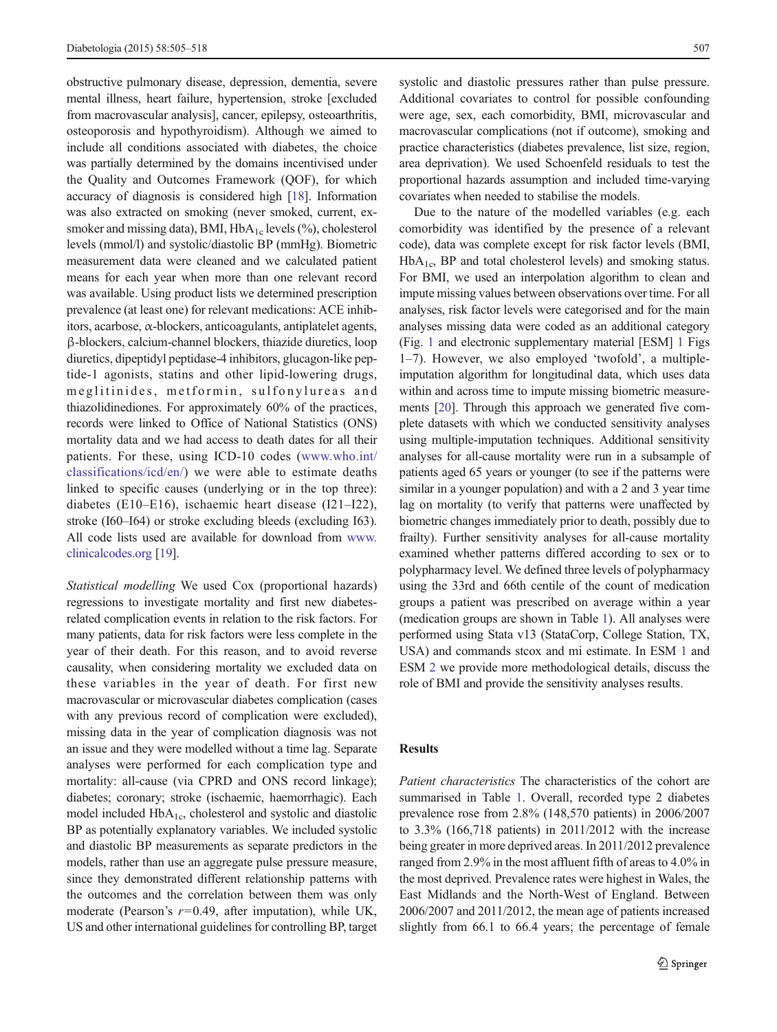obstructive pulmonary disease, depression, dementia, severe mental illness, heart failure, hypertension, stroke [excluded from macrovascular analysis], cancer, epilepsy, osteoarthritis, osteoporosis and hypothyroidism). Although we aimed to include all conditions associated with diabetes, the choice was partially determined by the domains incentivised under the Quality and Outcomes Framework (QOF), for which accuracy of diagnosis is considered high [18]. Information was also extracted on smoking (never smoked, current, ex-smoker and missing data), BMI, $HbA_{1c}$ levels (%), cholesterol levels (mmol/l) and systolic/diastolic BP (mmHg). Biometric measurement data were cleaned and we calculated patient means for each year when more than one relevant record was available. Using product lists we determined prescription prevalence (at least one) for relevant medications: ACE inhibitors, acarbose, α-blockers, anticoagulants, antiplatelet agents, β-blockers, calcium-channel blockers, thiazide diuretics, loop diuretics, dipeptidyl peptidase-4 inhibitors, glucagon-like peptide-1 agonists, statins and other lipid-lowering drugs, meglitinides, metformin, sulfonylureas and thiazolidinediones. For approximately 60% of the practices, records were linked to Office of National Statistics (ONS) mortality data and we had access to death dates for all their patients. For these, using ICD-10 codes (www.who.int/classifications/icd/en/) we were able to estimate deaths linked to specific causes (underlying or in the top three): diabetes (E10–E16), ischaemic heart disease (I21–I22), stroke (I60–I64) or stroke excluding bleeds (excluding I63). All code lists used are available for download from www.clinicalcodes.org [19].

*Statistical modelling* We used Cox (proportional hazards) regressions to investigate mortality and first new diabetes-related complication events in relation to the risk factors. For many patients, data for risk factors were less complete in the year of their death. For this reason, and to avoid reverse causality, when considering mortality we excluded data on these variables in the year of death. For first new macrovascular or microvascular diabetes complication (cases with any previous record of complication were excluded), missing data in the year of complication diagnosis was not an issue and they were modelled without a time lag. Separate analyses were performed for each complication type and mortality: all-cause (via CPRD and ONS record linkage); diabetes; coronary; stroke (ischaemic, haemorrhagic). Each model included $HbA_{1c}$, cholesterol and systolic and diastolic BP as potentially explanatory variables. We included systolic and diastolic BP measurements as separate predictors in the models, rather than use an aggregate pulse pressure measure, since they demonstrated different relationship patterns with the outcomes and the correlation between them was only moderate (Pearson's $r=0.49$, after imputation), while UK, US and other international guidelines for controlling BP, target systolic and diastolic pressures rather than pulse pressure. Additional covariates to control for possible confounding were age, sex, each comorbidity, BMI, microvascular and macrovascular complications (not if outcome), smoking and practice characteristics (diabetes prevalence, list size, region, area deprivation). We used Schoenfeld residuals to test the proportional hazards assumption and included time-varying covariates when needed to stabilise the models.

Due to the nature of the modelled variables (e.g. each comorbidity was identified by the presence of a relevant code), data was complete except for risk factor levels (BMI, $HbA_{1c}$, BP and total cholesterol levels) and smoking status. For BMI, we used an interpolation algorithm to clean and impute missing values between observations over time. For all analyses, risk factor levels were categorised and for the main analyses missing data were coded as an additional category (Fig. 1 and electronic supplementary material [ESM] 1 Figs 1–7). However, we also employed 'twofold', a multiple-imputation algorithm for longitudinal data, which uses data within and across time to impute missing biometric measurements [20]. Through this approach we generated five complete datasets with which we conducted sensitivity analyses using multiple-imputation techniques. Additional sensitivity analyses for all-cause mortality were run in a subsample of patients aged 65 years or younger (to see if the patterns were similar in a younger population) and with a 2 and 3 year time lag on mortality (to verify that patterns were unaffected by biometric changes immediately prior to death, possibly due to frailty). Further sensitivity analyses for all-cause mortality examined whether patterns differed according to sex or to polypharmacy level. We defined three levels of polypharmacy using the 33rd and 66th centile of the count of medication groups a patient was prescribed on average within a year (medication groups are shown in Table 1). All analyses were performed using Stata v13 (StataCorp, College Station, TX, USA) and commands stcox and mi estimate. In ESM 1 and ESM 2 we provide more methodological details, discuss the role of BMI and provide the sensitivity analyses results.

## Results

*Patient characteristics* The characteristics of the cohort are summarised in Table 1. Overall, recorded type 2 diabetes prevalence rose from 2.8% (148,570 patients) in 2006/2007 to 3.3% (166,718 patients) in 2011/2012 with the increase being greater in more deprived areas. In 2011/2012 prevalence ranged from 2.9% in the most affluent fifth of areas to 4.0% in the most deprived. Prevalence rates were highest in Wales, the East Midlands and the North-West of England. Between 2006/2007 and 2011/2012, the mean age of patients increased slightly from 66.1 to 66.4 years; the percentage of female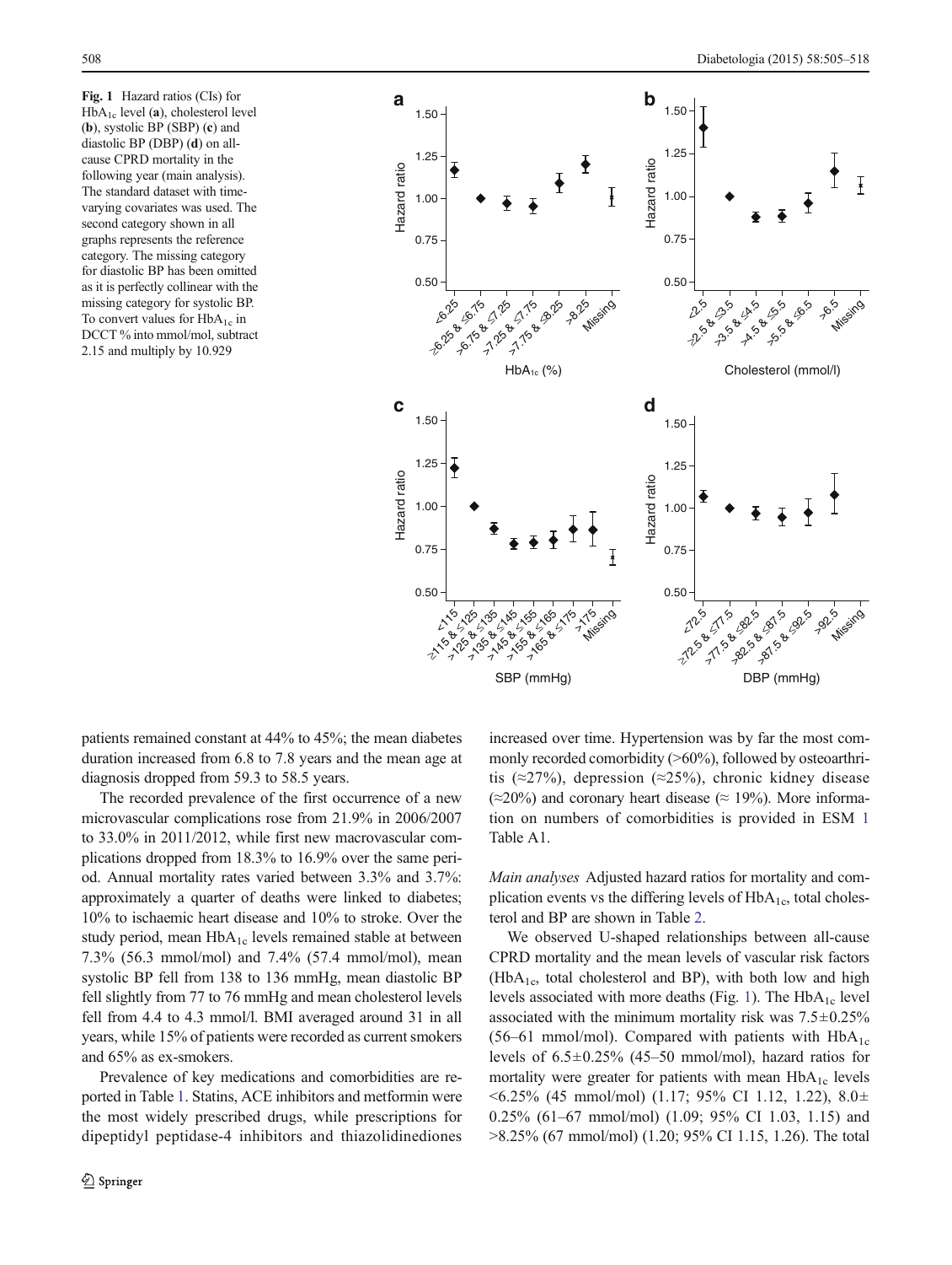Fig. 1 Hazard ratios (CIs) for $HbA_{1c}$ level (a), cholesterol level (b), systolic BP (SBP) (c) and diastolic BP (DBP) (d) on all-cause CPRD mortality in the following year (main analysis). The standard dataset with time-varying covariates was used. The second category shown in all graphs represents the reference category. The missing category for diastolic BP has been omitted as it is perfectly collinear with the missing category for systolic BP. To convert values for $HbA_{1c}$ in DCCT % into mmol/mol, subtract 2.15 and multiply by 10.929

patients remained constant at 44% to 45%; the mean diabetes duration increased from 6.8 to 7.8 years and the mean age at diagnosis dropped from 59.3 to 58.5 years.

The recorded prevalence of the first occurrence of a new microvascular complications rose from 21.9% in 2006/2007 to 33.0% in 2011/2012, while first new macrovascular complications dropped from 18.3% to 16.9% over the same period. Annual mortality rates varied between 3.3% and 3.7%: approximately a quarter of deaths were linked to diabetes; 10% to ischaemic heart disease and 10% to stroke. Over the study period, mean $HbA_{1c}$ levels remained stable at between 7.3% (56.3 mmol/mol) and 7.4% (57.4 mmol/mol), mean systolic BP fell from 138 to 136 mmHg, mean diastolic BP fell slightly from 77 to 76 mmHg and mean cholesterol levels fell from 4.4 to 4.3 mmol/l. BMI averaged around 31 in all years, while 15% of patients were recorded as current smokers and 65% as ex-smokers.

Prevalence of key medications and comorbidities are reported in Table 1. Statins, ACE inhibitors and metformin were the most widely prescribed drugs, while prescriptions for dipeptidyl peptidase-4 inhibitors and thiazolidinediones increased over time. Hypertension was by far the most commonly recorded comorbidity (>60%), followed by osteoarthritis (≈27%), depression (≈25%), chronic kidney disease (≈20%) and coronary heart disease (≈ 19%). More information on numbers of comorbidities is provided in ESM 1 Table A1.

*Main analyses* Adjusted hazard ratios for mortality and complication events vs the differing levels of $HbA_{1c}$, total cholesterol and BP are shown in Table 2.

We observed U-shaped relationships between all-cause CPRD mortality and the mean levels of vascular risk factors ($HbA_{1c}$, total cholesterol and BP), with both low and high levels associated with more deaths (Fig. 1). The $HbA_{1c}$ level associated with the minimum mortality risk was 7.5±0.25% (56–61 mmol/mol). Compared with patients with $HbA_{1c}$ levels of 6.5±0.25% (45–50 mmol/mol), hazard ratios for mortality were greater for patients with mean $HbA_{1c}$ levels <6.25% (45 mmol/mol) (1.17; 95% CI 1.12, 1.22), 8.0± 0.25% (61–67 mmol/mol) (1.09; 95% CI 1.03, 1.15) and >8.25% (67 mmol/mol) (1.20; 95% CI 1.15, 1.26). The total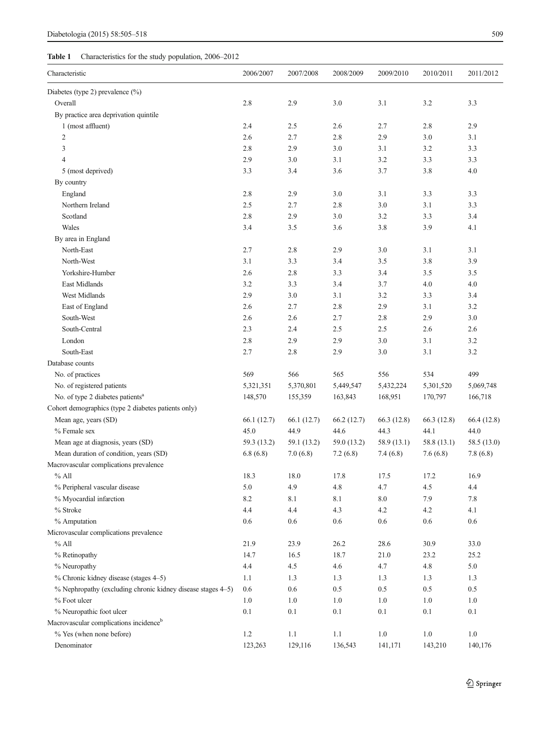**Table 1** Characteristics for the study population, 2006–2012

| Characteristic | 2006/2007 | 2007/2008 | 2008/2009 | 2009/2010 | 2010/2011 | 2011/2012 |
|---|---|---|---|---|---|---|
| Diabetes (type 2) prevalence (%) | | | | | | |
| Overall | 2.8 | 2.9 | 3.0 | 3.1 | 3.2 | 3.3 |
| By practice area deprivation quintile | | | | | | |
| 1 (most affluent) | 2.4 | 2.5 | 2.6 | 2.7 | 2.8 | 2.9 |
| 2 | 2.6 | 2.7 | 2.8 | 2.9 | 3.0 | 3.1 |
| 3 | 2.8 | 2.9 | 3.0 | 3.1 | 3.2 | 3.3 |
| 4 | 2.9 | 3.0 | 3.1 | 3.2 | 3.3 | 3.3 |
| 5 (most deprived) | 3.3 | 3.4 | 3.6 | 3.7 | 3.8 | 4.0 |
| By country | | | | | | |
| England | 2.8 | 2.9 | 3.0 | 3.1 | 3.3 | 3.3 |
| Northern Ireland | 2.5 | 2.7 | 2.8 | 3.0 | 3.1 | 3.3 |
| Scotland | 2.8 | 2.9 | 3.0 | 3.2 | 3.3 | 3.4 |
| Wales | 3.4 | 3.5 | 3.6 | 3.8 | 3.9 | 4.1 |
| By area in England | | | | | | |
| North-East | 2.7 | 2.8 | 2.9 | 3.0 | 3.1 | 3.1 |
| North-West | 3.1 | 3.3 | 3.4 | 3.5 | 3.8 | 3.9 |
| Yorkshire-Humber | 2.6 | 2.8 | 3.3 | 3.4 | 3.5 | 3.5 |
| East Midlands | 3.2 | 3.3 | 3.4 | 3.7 | 4.0 | 4.0 |
| West Midlands | 2.9 | 3.0 | 3.1 | 3.2 | 3.3 | 3.4 |
| East of England | 2.6 | 2.7 | 2.8 | 2.9 | 3.1 | 3.2 |
| South-West | 2.6 | 2.6 | 2.7 | 2.8 | 2.9 | 3.0 |
| South-Central | 2.3 | 2.4 | 2.5 | 2.5 | 2.6 | 2.6 |
| London | 2.8 | 2.9 | 2.9 | 3.0 | 3.1 | 3.2 |
| South-East | 2.7 | 2.8 | 2.9 | 3.0 | 3.1 | 3.2 |
| Database counts | | | | | | |
| No. of practices | 569 | 566 | 565 | 556 | 534 | 499 |
| No. of registered patients | 5,321,351 | 5,370,801 | 5,449,547 | 5,432,224 | 5,301,520 | 5,069,748 |
| No. of type 2 diabetes patients[a] | 148,570 | 155,359 | 163,843 | 168,951 | 170,797 | 166,718 |
| Cohort demographics (type 2 diabetes patients only) | | | | | | |
| Mean age, years (SD) | 66.1 (12.7) | 66.1 (12.7) | 66.2 (12.7) | 66.3 (12.8) | 66.3 (12.8) | 66.4 (12.8) |
| % Female sex | 45.0 | 44.9 | 44.6 | 44.3 | 44.1 | 44.0 |
| Mean age at diagnosis, years (SD) | 59.3 (13.2) | 59.1 (13.2) | 59.0 (13.2) | 58.9 (13.1) | 58.8 (13.1) | 58.5 (13.0) |
| Mean duration of condition, years (SD) | 6.8 (6.8) | 7.0 (6.8) | 7.2 (6.8) | 7.4 (6.8) | 7.6 (6.8) | 7.8 (6.8) |
| Macrovascular complications prevalence | | | | | | |
| % All | 18.3 | 18.0 | 17.8 | 17.5 | 17.2 | 16.9 |
| % Peripheral vascular disease | 5.0 | 4.9 | 4.8 | 4.7 | 4.5 | 4.4 |
| % Myocardial infarction | 8.2 | 8.1 | 8.1 | 8.0 | 7.9 | 7.8 |
| % Stroke | 4.4 | 4.4 | 4.3 | 4.2 | 4.2 | 4.1 |
| % Amputation | 0.6 | 0.6 | 0.6 | 0.6 | 0.6 | 0.6 |
| Microvascular complications prevalence | | | | | | |
| % All | 21.9 | 23.9 | 26.2 | 28.6 | 30.9 | 33.0 |
| % Retinopathy | 14.7 | 16.5 | 18.7 | 21.0 | 23.2 | 25.2 |
| % Neuropathy | 4.4 | 4.5 | 4.6 | 4.7 | 4.8 | 5.0 |
| % Chronic kidney disease (stages 4–5) | 1.1 | 1.3 | 1.3 | 1.3 | 1.3 | 1.3 |
| % Nephropathy (excluding chronic kidney disease stages 4–5) | 0.6 | 0.6 | 0.5 | 0.5 | 0.5 | 0.5 |
| % Foot ulcer | 1.0 | 1.0 | 1.0 | 1.0 | 1.0 | 1.0 |
| % Neuropathic foot ulcer | 0.1 | 0.1 | 0.1 | 0.1 | 0.1 | 0.1 |
| Macrovascular complications incidence[b] | | | | | | |
| % Yes (when none before) | 1.2 | 1.1 | 1.1 | 1.0 | 1.0 | 1.0 |
| Denominator | 123,263 | 129,116 | 136,543 | 141,171 | 143,210 | 140,176 |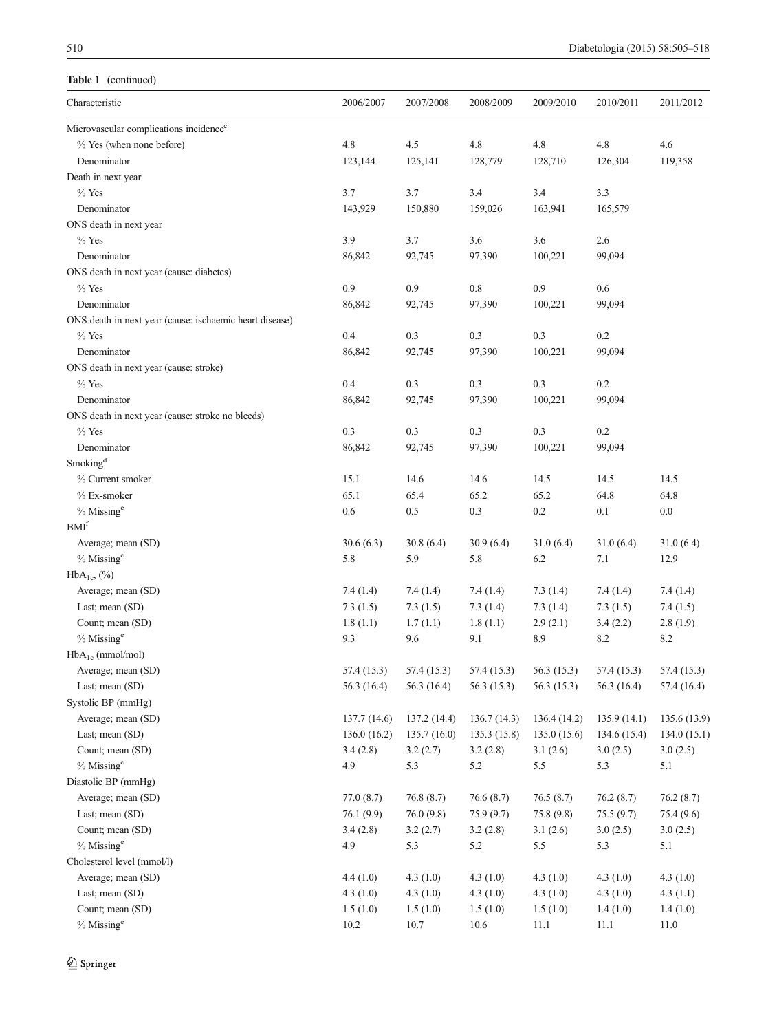**Table 1** (continued)

| Characteristic | 2006/2007 | 2007/2008 | 2008/2009 | 2009/2010 | 2010/2011 | 2011/2012 |
|---|---|---|---|---|---|---|
| Microvascular complications incidence[c] | | | | | | |
| % Yes (when none before) | 4.8 | 4.5 | 4.8 | 4.8 | 4.8 | 4.6 |
| Denominator | 123,144 | 125,141 | 128,779 | 128,710 | 126,304 | 119,358 |
| Death in next year | | | | | | |
| % Yes | 3.7 | 3.7 | 3.4 | 3.4 | 3.3 | |
| Denominator | 143,929 | 150,880 | 159,026 | 163,941 | 165,579 | |
| ONS death in next year | | | | | | |
| % Yes | 3.9 | 3.7 | 3.6 | 3.6 | 2.6 | |
| Denominator | 86,842 | 92,745 | 97,390 | 100,221 | 99,094 | |
| ONS death in next year (cause: diabetes) | | | | | | |
| % Yes | 0.9 | 0.9 | 0.8 | 0.9 | 0.6 | |
| Denominator | 86,842 | 92,745 | 97,390 | 100,221 | 99,094 | |
| ONS death in next year (cause: ischaemic heart disease) | | | | | | |
| % Yes | 0.4 | 0.3 | 0.3 | 0.3 | 0.2 | |
| Denominator | 86,842 | 92,745 | 97,390 | 100,221 | 99,094 | |
| ONS death in next year (cause: stroke) | | | | | | |
| % Yes | 0.4 | 0.3 | 0.3 | 0.3 | 0.2 | |
| Denominator | 86,842 | 92,745 | 97,390 | 100,221 | 99,094 | |
| ONS death in next year (cause: stroke no bleeds) | | | | | | |
| % Yes | 0.3 | 0.3 | 0.3 | 0.3 | 0.2 | |
| Denominator | 86,842 | 92,745 | 97,390 | 100,221 | 99,094 | |
| Smoking[d] | | | | | | |
| % Current smoker | 15.1 | 14.6 | 14.6 | 14.5 | 14.5 | 14.5 |
| % Ex-smoker | 65.1 | 65.4 | 65.2 | 65.2 | 64.8 | 64.8 |
| % Missing[e] | 0.6 | 0.5 | 0.3 | 0.2 | 0.1 | 0.0 |
| BMI[f] | | | | | | |
| Average; mean (SD) | 30.6 (6.3) | 30.8 (6.4) | 30.9 (6.4) | 31.0 (6.4) | 31.0 (6.4) | 31.0 (6.4) |
| % Missing[e] | 5.8 | 5.9 | 5.8 | 6.2 | 7.1 | 12.9 |
| $HbA_{1c}$, (%) | | | | | | |
| Average; mean (SD) | 7.4 (1.4) | 7.4 (1.4) | 7.4 (1.4) | 7.3 (1.4) | 7.4 (1.4) | 7.4 (1.4) |
| Last; mean (SD) | 7.3 (1.5) | 7.3 (1.5) | 7.3 (1.4) | 7.3 (1.4) | 7.3 (1.5) | 7.4 (1.5) |
| Count; mean (SD) | 1.8 (1.1) | 1.7 (1.1) | 1.8 (1.1) | 2.9 (2.1) | 3.4 (2.2) | 2.8 (1.9) |
| % Missing[e] | 9.3 | 9.6 | 9.1 | 8.9 | 8.2 | 8.2 |
| $HbA_{1c}$ (mmol/mol) | | | | | | |
| Average; mean (SD) | 57.4 (15.3) | 57.4 (15.3) | 57.4 (15.3) | 56.3 (15.3) | 57.4 (15.3) | 57.4 (15.3) |
| Last; mean (SD) | 56.3 (16.4) | 56.3 (16.4) | 56.3 (15.3) | 56.3 (15.3) | 56.3 (16.4) | 57.4 (16.4) |
| Systolic BP (mmHg) | | | | | | |
| Average; mean (SD) | 137.7 (14.6) | 137.2 (14.4) | 136.7 (14.3) | 136.4 (14.2) | 135.9 (14.1) | 135.6 (13.9) |
| Last; mean (SD) | 136.0 (16.2) | 135.7 (16.0) | 135.3 (15.8) | 135.0 (15.6) | 134.6 (15.4) | 134.0 (15.1) |
| Count; mean (SD) | 3.4 (2.8) | 3.2 (2.7) | 3.2 (2.8) | 3.1 (2.6) | 3.0 (2.5) | 3.0 (2.5) |
| % Missing[e] | 4.9 | 5.3 | 5.2 | 5.5 | 5.3 | 5.1 |
| Diastolic BP (mmHg) | | | | | | |
| Average; mean (SD) | 77.0 (8.7) | 76.8 (8.7) | 76.6 (8.7) | 76.5 (8.7) | 76.2 (8.7) | 76.2 (8.7) |
| Last; mean (SD) | 76.1 (9.9) | 76.0 (9.8) | 75.9 (9.7) | 75.8 (9.8) | 75.5 (9.7) | 75.4 (9.6) |
| Count; mean (SD) | 3.4 (2.8) | 3.2 (2.7) | 3.2 (2.8) | 3.1 (2.6) | 3.0 (2.5) | 3.0 (2.5) |
| % Missing[e] | 4.9 | 5.3 | 5.2 | 5.5 | 5.3 | 5.1 |
| Cholesterol level (mmol/l) | | | | | | |
| Average; mean (SD) | 4.4 (1.0) | 4.3 (1.0) | 4.3 (1.0) | 4.3 (1.0) | 4.3 (1.0) | 4.3 (1.0) |
| Last; mean (SD) | 4.3 (1.0) | 4.3 (1.0) | 4.3 (1.0) | 4.3 (1.0) | 4.3 (1.0) | 4.3 (1.1) |
| Count; mean (SD) | 1.5 (1.0) | 1.5 (1.0) | 1.5 (1.0) | 1.5 (1.0) | 1.4 (1.0) | 1.4 (1.0) |
| % Missing[e] | 10.2 | 10.7 | 10.6 | 11.1 | 11.1 | 11.0 |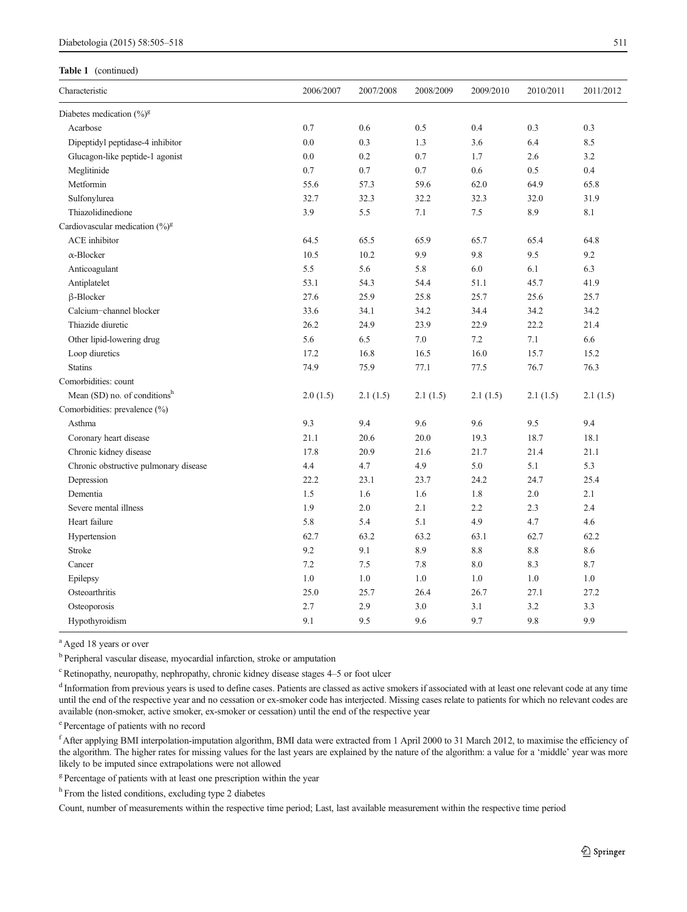**Table 1** (continued)

| Characteristic | 2006/2007 | 2007/2008 | 2008/2009 | 2009/2010 | 2010/2011 | 2011/2012 |
|---|---|---|---|---|---|---|
| Diabetes medication (%)[g] | | | | | | |
| Acarbose | 0.7 | 0.6 | 0.5 | 0.4 | 0.3 | 0.3 |
| Dipeptidyl peptidase-4 inhibitor | 0.0 | 0.3 | 1.3 | 3.6 | 6.4 | 8.5 |
| Glucagon-like peptide-1 agonist | 0.0 | 0.2 | 0.7 | 1.7 | 2.6 | 3.2 |
| Meglitinide | 0.7 | 0.7 | 0.7 | 0.6 | 0.5 | 0.4 |
| Metformin | 55.6 | 57.3 | 59.6 | 62.0 | 64.9 | 65.8 |
| Sulfonylurea | 32.7 | 32.3 | 32.2 | 32.3 | 32.0 | 31.9 |
| Thiazolidinedione | 3.9 | 5.5 | 7.1 | 7.5 | 8.9 | 8.1 |
| Cardiovascular medication (%)[g] | | | | | | |
| ACE inhibitor | 64.5 | 65.5 | 65.9 | 65.7 | 65.4 | 64.8 |
| α-Blocker | 10.5 | 10.2 | 9.9 | 9.8 | 9.5 | 9.2 |
| Anticoagulant | 5.5 | 5.6 | 5.8 | 6.0 | 6.1 | 6.3 |
| Antiplatelet | 53.1 | 54.3 | 54.4 | 51.1 | 45.7 | 41.9 |
| β-Blocker | 27.6 | 25.9 | 25.8 | 25.7 | 25.6 | 25.7 |
| Calcium–channel blocker | 33.6 | 34.1 | 34.2 | 34.4 | 34.2 | 34.2 |
| Thiazide diuretic | 26.2 | 24.9 | 23.9 | 22.9 | 22.2 | 21.4 |
| Other lipid-lowering drug | 5.6 | 6.5 | 7.0 | 7.2 | 7.1 | 6.6 |
| Loop diuretics | 17.2 | 16.8 | 16.5 | 16.0 | 15.7 | 15.2 |
| Statins | 74.9 | 75.9 | 77.1 | 77.5 | 76.7 | 76.3 |
| Comorbidities: count | | | | | | |
| Mean (SD) no. of conditions[h] | 2.0 (1.5) | 2.1 (1.5) | 2.1 (1.5) | 2.1 (1.5) | 2.1 (1.5) | 2.1 (1.5) |
| Comorbidities: prevalence (%) | | | | | | |
| Asthma | 9.3 | 9.4 | 9.6 | 9.6 | 9.5 | 9.4 |
| Coronary heart disease | 21.1 | 20.6 | 20.0 | 19.3 | 18.7 | 18.1 |
| Chronic kidney disease | 17.8 | 20.9 | 21.6 | 21.7 | 21.4 | 21.1 |
| Chronic obstructive pulmonary disease | 4.4 | 4.7 | 4.9 | 5.0 | 5.1 | 5.3 |
| Depression | 22.2 | 23.1 | 23.7 | 24.2 | 24.7 | 25.4 |
| Dementia | 1.5 | 1.6 | 1.6 | 1.8 | 2.0 | 2.1 |
| Severe mental illness | 1.9 | 2.0 | 2.1 | 2.2 | 2.3 | 2.4 |
| Heart failure | 5.8 | 5.4 | 5.1 | 4.9 | 4.7 | 4.6 |
| Hypertension | 62.7 | 63.2 | 63.2 | 63.1 | 62.7 | 62.2 |
| Stroke | 9.2 | 9.1 | 8.9 | 8.8 | 8.8 | 8.6 |
| Cancer | 7.2 | 7.5 | 7.8 | 8.0 | 8.3 | 8.7 |
| Epilepsy | 1.0 | 1.0 | 1.0 | 1.0 | 1.0 | 1.0 |
| Osteoarthritis | 25.0 | 25.7 | 26.4 | 26.7 | 27.1 | 27.2 |
| Osteoporosis | 2.7 | 2.9 | 3.0 | 3.1 | 3.2 | 3.3 |
| Hypothyroidism | 9.1 | 9.5 | 9.6 | 9.7 | 9.8 | 9.9 |

[a] Aged 18 years or over

[b] Peripheral vascular disease, myocardial infarction, stroke or amputation

[c] Retinopathy, neuropathy, nephropathy, chronic kidney disease stages 4–5 or foot ulcer

[d] Information from previous years is used to define cases. Patients are classed as active smokers if associated with at least one relevant code at any time until the end of the respective year and no cessation or ex-smoker code has interjected. Missing cases relate to patients for which no relevant codes are available (non-smoker, active smoker, ex-smoker or cessation) until the end of the respective year

[e] Percentage of patients with no record

[f] After applying BMI interpolation-imputation algorithm, BMI data were extracted from 1 April 2000 to 31 March 2012, to maximise the efficiency of the algorithm. The higher rates for missing values for the last years are explained by the nature of the algorithm: a value for a 'middle' year was more likely to be imputed since extrapolations were not allowed

[g] Percentage of patients with at least one prescription within the year

[h] From the listed conditions, excluding type 2 diabetes

Count, number of measurements within the respective time period; Last, last available measurement within the respective time period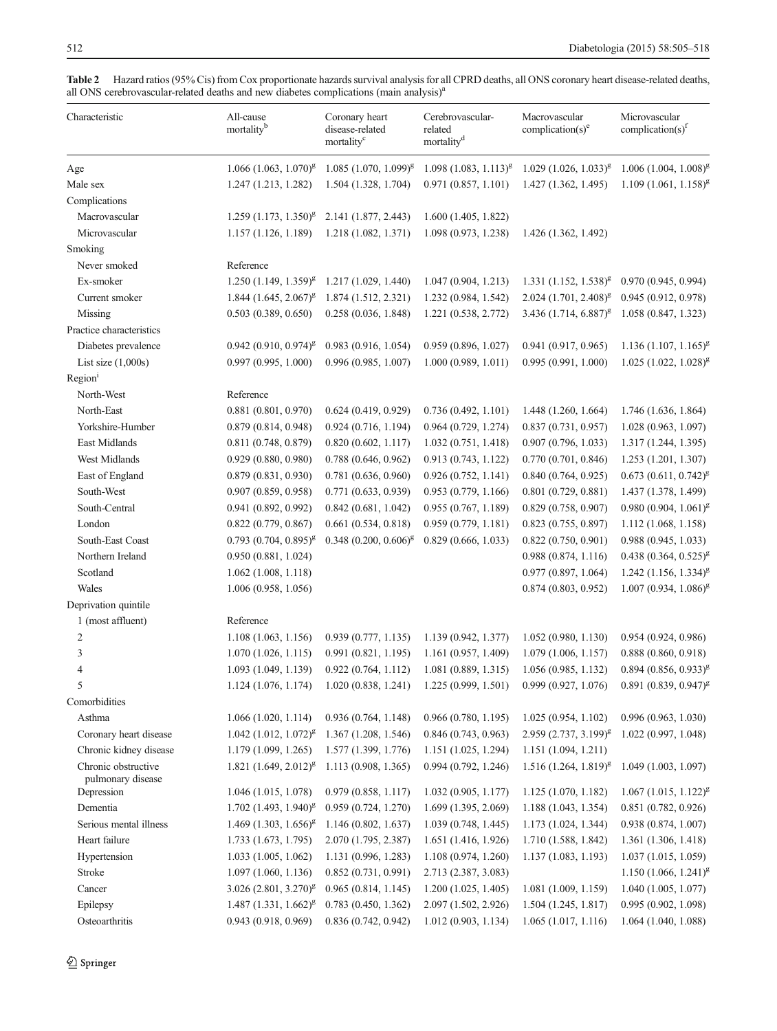**Table 2** Hazard ratios (95% Cis) from Cox proportionate hazards survival analysis for all CPRD deaths, all ONS coronary heart disease-related deaths, all ONS cerebrovascular-related deaths and new diabetes complications (main analysis)[a]

| Characteristic | All-cause mortality[b] | Coronary heart disease-related mortality[c] | Cerebrovascular-related mortality[d] | Macrovascular complication(s)[e] | Microvascular complication(s)[f] |
|---|---|---|---|---|---|
| Age | 1.066 (1.063, 1.070)[g] | 1.085 (1.070, 1.099)[g] | 1.098 (1.083, 1.113)[g] | 1.029 (1.026, 1.033)[g] | 1.006 (1.004, 1.008)[g] |
| Male sex | 1.247 (1.213, 1.282) | 1.504 (1.328, 1.704) | 0.971 (0.857, 1.101) | 1.427 (1.362, 1.495) | 1.109 (1.061, 1.158)[g] |
| Complications | | | | | |
| Macrovascular | 1.259 (1.173, 1.350)[g] | 2.141 (1.877, 2.443) | 1.600 (1.405, 1.822) | | |
| Microvascular | 1.157 (1.126, 1.189) | 1.218 (1.082, 1.371) | 1.098 (0.973, 1.238) | 1.426 (1.362, 1.492) | |
| Smoking | | | | | |
| Never smoked | Reference | | | | |
| Ex-smoker | 1.250 (1.149, 1.359)[g] | 1.217 (1.029, 1.440) | 1.047 (0.904, 1.213) | 1.331 (1.152, 1.538)[g] | 0.970 (0.945, 0.994) |
| Current smoker | 1.844 (1.645, 2.067)[g] | 1.874 (1.512, 2.321) | 1.232 (0.984, 1.542) | 2.024 (1.701, 2.408)[g] | 0.945 (0.912, 0.978) |
| Missing | 0.503 (0.389, 0.650) | 0.258 (0.036, 1.848) | 1.221 (0.538, 2.772) | 3.436 (1.714, 6.887)[g] | 1.058 (0.847, 1.323) |
| Practice characteristics | | | | | |
| Diabetes prevalence | 0.942 (0.910, 0.974)[g] | 0.983 (0.916, 1.054) | 0.959 (0.896, 1.027) | 0.941 (0.917, 0.965) | 1.136 (1.107, 1.165)[g] |
| List size (1,000s) | 0.997 (0.995, 1.000) | 0.996 (0.985, 1.007) | 1.000 (0.989, 1.011) | 0.995 (0.991, 1.000) | 1.025 (1.022, 1.028)[g] |
| Region[i] | | | | | |
| North-West | Reference | | | | |
| North-East | 0.881 (0.801, 0.970) | 0.624 (0.419, 0.929) | 0.736 (0.492, 1.101) | 1.448 (1.260, 1.664) | 1.746 (1.636, 1.864) |
| Yorkshire-Humber | 0.879 (0.814, 0.948) | 0.924 (0.716, 1.194) | 0.964 (0.729, 1.274) | 0.837 (0.731, 0.957) | 1.028 (0.963, 1.097) |
| East Midlands | 0.811 (0.748, 0.879) | 0.820 (0.602, 1.117) | 1.032 (0.751, 1.418) | 0.907 (0.796, 1.033) | 1.317 (1.244, 1.395) |
| West Midlands | 0.929 (0.880, 0.980) | 0.788 (0.646, 0.962) | 0.913 (0.743, 1.122) | 0.770 (0.701, 0.846) | 1.253 (1.201, 1.307) |
| East of England | 0.879 (0.831, 0.930) | 0.781 (0.636, 0.960) | 0.926 (0.752, 1.141) | 0.840 (0.764, 0.925) | 0.673 (0.611, 0.742)[g] |
| South-West | 0.907 (0.859, 0.958) | 0.771 (0.633, 0.939) | 0.953 (0.779, 1.166) | 0.801 (0.729, 0.881) | 1.437 (1.378, 1.499) |
| South-Central | 0.941 (0.892, 0.992) | 0.842 (0.681, 1.042) | 0.955 (0.767, 1.189) | 0.829 (0.758, 0.907) | 0.980 (0.904, 1.061)[g] |
| London | 0.822 (0.779, 0.867) | 0.661 (0.534, 0.818) | 0.959 (0.779, 1.181) | 0.823 (0.755, 0.897) | 1.112 (1.068, 1.158) |
| South-East Coast | 0.793 (0.704, 0.895)[g] | 0.348 (0.200, 0.606)[g] | 0.829 (0.666, 1.033) | 0.822 (0.750, 0.901) | 0.988 (0.945, 1.033) |
| Northern Ireland | 0.950 (0.881, 1.024) | | | 0.988 (0.874, 1.116) | 0.438 (0.364, 0.525)[g] |
| Scotland | 1.062 (1.008, 1.118) | | | 0.977 (0.897, 1.064) | 1.242 (1.156, 1.334)[g] |
| Wales | 1.006 (0.958, 1.056) | | | 0.874 (0.803, 0.952) | 1.007 (0.934, 1.086)[g] |
| Deprivation quintile | | | | | |
| 1 (most affluent) | Reference | | | | |
| 2 | 1.108 (1.063, 1.156) | 0.939 (0.777, 1.135) | 1.139 (0.942, 1.377) | 1.052 (0.980, 1.130) | 0.954 (0.924, 0.986) |
| 3 | 1.070 (1.026, 1.115) | 0.991 (0.821, 1.195) | 1.161 (0.957, 1.409) | 1.079 (1.006, 1.157) | 0.888 (0.860, 0.918) |
| 4 | 1.093 (1.049, 1.139) | 0.922 (0.764, 1.112) | 1.081 (0.889, 1.315) | 1.056 (0.985, 1.132) | 0.894 (0.856, 0.933)[g] |
| 5 | 1.124 (1.076, 1.174) | 1.020 (0.838, 1.241) | 1.225 (0.999, 1.501) | 0.999 (0.927, 1.076) | 0.891 (0.839, 0.947)[g] |
| Comorbidities | | | | | |
| Asthma | 1.066 (1.020, 1.114) | 0.936 (0.764, 1.148) | 0.966 (0.780, 1.195) | 1.025 (0.954, 1.102) | 0.996 (0.963, 1.030) |
| Coronary heart disease | 1.042 (1.012, 1.072)[g] | 1.367 (1.208, 1.546) | 0.846 (0.743, 0.963) | 2.959 (2.737, 3.199)[g] | 1.022 (0.997, 1.048) |
| Chronic kidney disease | 1.179 (1.099, 1.265) | 1.577 (1.399, 1.776) | 1.151 (1.025, 1.294) | 1.151 (1.094, 1.211) | |
| Chronic obstructive pulmonary disease | 1.821 (1.649, 2.012)[g] | 1.113 (0.908, 1.365) | 0.994 (0.792, 1.246) | 1.516 (1.264, 1.819)[g] | 1.049 (1.003, 1.097) |
| Depression | 1.046 (1.015, 1.078) | 0.979 (0.858, 1.117) | 1.032 (0.905, 1.177) | 1.125 (1.070, 1.182) | 1.067 (1.015, 1.122)[g] |
| Dementia | 1.702 (1.493, 1.940)[g] | 0.959 (0.724, 1.270) | 1.699 (1.395, 2.069) | 1.188 (1.043, 1.354) | 0.851 (0.782, 0.926) |
| Serious mental illness | 1.469 (1.303, 1.656)[g] | 1.146 (0.802, 1.637) | 1.039 (0.748, 1.445) | 1.173 (1.024, 1.344) | 0.938 (0.874, 1.007) |
| Heart failure | 1.733 (1.673, 1.795) | 2.070 (1.795, 2.387) | 1.651 (1.416, 1.926) | 1.710 (1.588, 1.842) | 1.361 (1.306, 1.418) |
| Hypertension | 1.033 (1.005, 1.062) | 1.131 (0.996, 1.283) | 1.108 (0.974, 1.260) | 1.137 (1.083, 1.193) | 1.037 (1.015, 1.059) |
| Stroke | 1.097 (1.060, 1.136) | 0.852 (0.731, 0.991) | 2.713 (2.387, 3.083) | | 1.150 (1.066, 1.241)[g] |
| Cancer | 3.026 (2.801, 3.270)[g] | 0.965 (0.814, 1.145) | 1.200 (1.025, 1.405) | 1.081 (1.009, 1.159) | 1.040 (1.005, 1.077) |
| Epilepsy | 1.487 (1.331, 1.662)[g] | 0.783 (0.450, 1.362) | 2.097 (1.502, 2.926) | 1.504 (1.245, 1.817) | 0.995 (0.902, 1.098) |
| Osteoarthritis | 0.943 (0.918, 0.969) | 0.836 (0.742, 0.942) | 1.012 (0.903, 1.134) | 1.065 (1.017, 1.116) | 1.064 (1.040, 1.088) |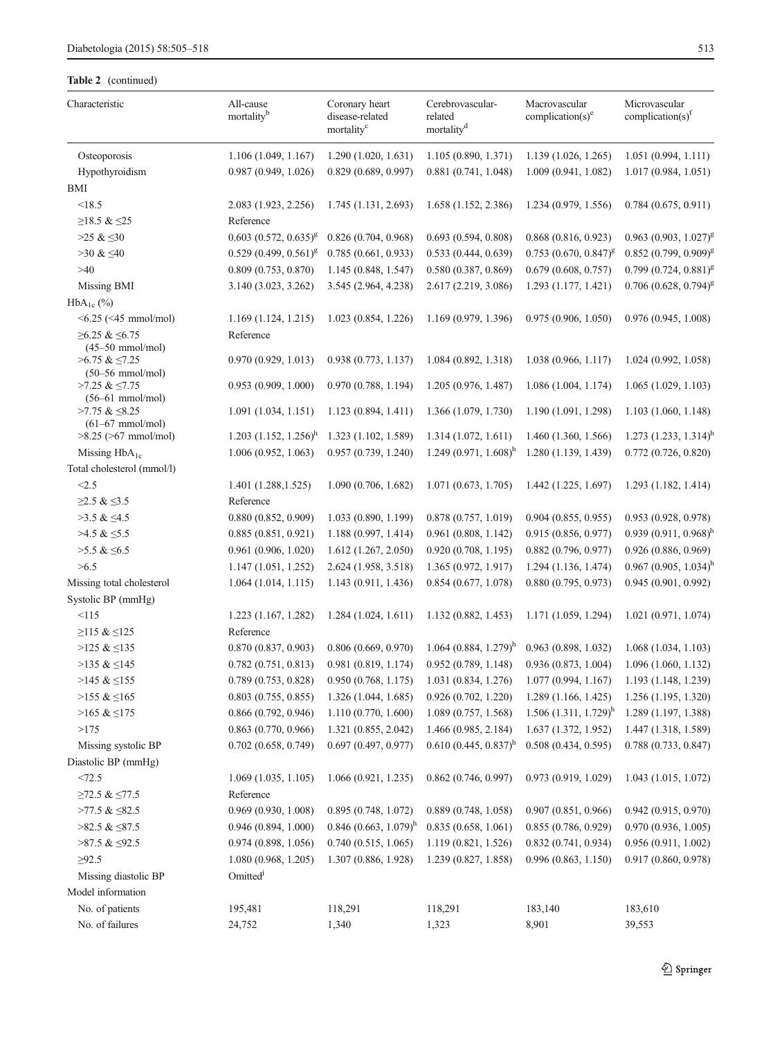**Table 2** (continued)

| Characteristic | All-cause mortality[b] | Coronary heart disease-related mortality[c] | Cerebrovascular-related mortality[d] | Macrovascular complication(s)[e] | Microvascular complication(s)[f] |
|---|---|---|---|---|---|
| Osteoporosis | 1.106 (1.049, 1.167) | 1.290 (1.020, 1.631) | 1.105 (0.890, 1.371) | 1.139 (1.026, 1.265) | 1.051 (0.994, 1.111) |
| Hypothyroidism | 0.987 (0.949, 1.026) | 0.829 (0.689, 0.997) | 0.881 (0.741, 1.048) | 1.009 (0.941, 1.082) | 1.017 (0.984, 1.051) |
| BMI | | | | | |
| <18.5 | 2.083 (1.923, 2.256) | 1.745 (1.131, 2.693) | 1.658 (1.152, 2.386) | 1.234 (0.979, 1.556) | 0.784 (0.675, 0.911) |
| ≥18.5 & ≤25 | Reference | | | | |
| >25 & ≤30 | 0.603 (0.572, 0.635)[g] | 0.826 (0.704, 0.968) | 0.693 (0.594, 0.808) | 0.868 (0.816, 0.923) | 0.963 (0.903, 1.027)[g] |
| >30 & ≤40 | 0.529 (0.499, 0.561)[g] | 0.785 (0.661, 0.933) | 0.533 (0.444, 0.639) | 0.753 (0.670, 0.847)[g] | 0.852 (0.799, 0.909)[g] |
| >40 | 0.809 (0.753, 0.870) | 1.145 (0.848, 1.547) | 0.580 (0.387, 0.869) | 0.679 (0.608, 0.757) | 0.799 (0.724, 0.881)[g] |
| Missing BMI | 3.140 (3.023, 3.262) | 3.545 (2.964, 4.238) | 2.617 (2.219, 3.086) | 1.293 (1.177, 1.421) | 0.706 (0.628, 0.794)[g] |
| $HbA_{1c}$ (%) | | | | | |
| <6.25 (<45 mmol/mol) | 1.169 (1.124, 1.215) | 1.023 (0.854, 1.226) | 1.169 (0.979, 1.396) | 0.975 (0.906, 1.050) | 0.976 (0.945, 1.008) |
| ≥6.25 & ≤6.75 (45–50 mmol/mol) | Reference | | | | |
| >6.75 & ≤7.25 (50–56 mmol/mol) | 0.970 (0.929, 1.013) | 0.938 (0.773, 1.137) | 1.084 (0.892, 1.318) | 1.038 (0.966, 1.117) | 1.024 (0.992, 1.058) |
| >7.25 & ≤7.75 (56–61 mmol/mol) | 0.953 (0.909, 1.000) | 0.970 (0.788, 1.194) | 1.205 (0.976, 1.487) | 1.086 (1.004, 1.174) | 1.065 (1.029, 1.103) |
| >7.75 & ≤8.25 (61–67 mmol/mol) | 1.091 (1.034, 1.151) | 1.123 (0.894, 1.411) | 1.366 (1.079, 1.730) | 1.190 (1.091, 1.298) | 1.103 (1.060, 1.148) |
| >8.25 (>67 mmol/mol) | 1.203 (1.152, 1.256)[h] | 1.323 (1.102, 1.589) | 1.314 (1.072, 1.611) | 1.460 (1.360, 1.566) | 1.273 (1.233, 1.314)[h] |
| Missing $HbA_{1c}$ | 1.006 (0.952, 1.063) | 0.957 (0.739, 1.240) | 1.249 (0.971, 1.608)[h] | 1.280 (1.139, 1.439) | 0.772 (0.726, 0.820) |
| Total cholesterol (mmol/l) | | | | | |
| <2.5 | 1.401 (1.288,1.525) | 1.090 (0.706, 1.682) | 1.071 (0.673, 1.705) | 1.442 (1.225, 1.697) | 1.293 (1.182, 1.414) |
| ≥2.5 & ≤3.5 | Reference | | | | |
| >3.5 & ≤4.5 | 0.880 (0.852, 0.909) | 1.033 (0.890, 1.199) | 0.878 (0.757, 1.019) | 0.904 (0.855, 0.955) | 0.953 (0.928, 0.978) |
| >4.5 & ≤5.5 | 0.885 (0.851, 0.921) | 1.188 (0.997, 1.414) | 0.961 (0.808, 1.142) | 0.915 (0.856, 0.977) | 0.939 (0.911, 0.968)[h] |
| >5.5 & ≤6.5 | 0.961 (0.906, 1.020) | 1.612 (1.267, 2.050) | 0.920 (0.708, 1.195) | 0.882 (0.796, 0.977) | 0.926 (0.886, 0.969) |
| >6.5 | 1.147 (1.051, 1.252) | 2.624 (1.958, 3.518) | 1.365 (0.972, 1.917) | 1.294 (1.136, 1.474) | 0.967 (0.905, 1.034)[h] |
| Missing total cholesterol | 1.064 (1.014, 1.115) | 1.143 (0.911, 1.436) | 0.854 (0.677, 1.078) | 0.880 (0.795, 0.973) | 0.945 (0.901, 0.992) |
| Systolic BP (mmHg) | | | | | |
| <115 | 1.223 (1.167, 1.282) | 1.284 (1.024, 1.611) | 1.132 (0.882, 1.453) | 1.171 (1.059, 1.294) | 1.021 (0.971, 1.074) |
| ≥115 & ≤125 | Reference | | | | |
| >125 & ≤135 | 0.870 (0.837, 0.903) | 0.806 (0.669, 0.970) | 1.064 (0.884, 1.279)[h] | 0.963 (0.898, 1.032) | 1.068 (1.034, 1.103) |
| >135 & ≤145 | 0.782 (0.751, 0.813) | 0.981 (0.819, 1.174) | 0.952 (0.789, 1.148) | 0.936 (0.873, 1.004) | 1.096 (1.060, 1.132) |
| >145 & ≤155 | 0.789 (0.753, 0.828) | 0.950 (0.768, 1.175) | 1.031 (0.834, 1.276) | 1.077 (0.994, 1.167) | 1.193 (1.148, 1.239) |
| >155 & ≤165 | 0.803 (0.755, 0.855) | 1.326 (1.044, 1.685) | 0.926 (0.702, 1.220) | 1.289 (1.166, 1.425) | 1.256 (1.195, 1.320) |
| >165 & ≤175 | 0.866 (0.792, 0.946) | 1.110 (0.770, 1.600) | 1.089 (0.757, 1.568) | 1.506 (1.311, 1.729)[h] | 1.289 (1.197, 1.388) |
| >175 | 0.863 (0.770, 0.966) | 1.321 (0.855, 2.042) | 1.466 (0.985, 2.184) | 1.637 (1.372, 1.952) | 1.447 (1.318, 1.589) |
| Missing systolic BP | 0.702 (0.658, 0.749) | 0.697 (0.497, 0.977) | 0.610 (0.445, 0.837)[h] | 0.508 (0.434, 0.595) | 0.788 (0.733, 0.847) |
| Diastolic BP (mmHg) | | | | | |
| <72.5 | 1.069 (1.035, 1.105) | 1.066 (0.921, 1.235) | 0.862 (0.746, 0.997) | 0.973 (0.919, 1.029) | 1.043 (1.015, 1.072) |
| ≥72.5 & ≤77.5 | Reference | | | | |
| >77.5 & ≤82.5 | 0.969 (0.930, 1.008) | 0.895 (0.748, 1.072) | 0.889 (0.748, 1.058) | 0.907 (0.851, 0.966) | 0.942 (0.915, 0.970) |
| >82.5 & ≤87.5 | 0.946 (0.894, 1.000) | 0.846 (0.663, 1.079)[h] | 0.835 (0.658, 1.061) | 0.855 (0.786, 0.929) | 0.970 (0.936, 1.005) |
| >87.5 & ≤92.5 | 0.974 (0.898, 1.056) | 0.740 (0.515, 1.065) | 1.119 (0.821, 1.526) | 0.832 (0.741, 0.934) | 0.956 (0.911, 1.002) |
| ≥92.5 | 1.080 (0.968, 1.205) | 1.307 (0.886, 1.928) | 1.239 (0.827, 1.858) | 0.996 (0.863, 1.150) | 0.917 (0.860, 0.978) |
| Missing diastolic BP | Omitted[j] | | | | |
| Model information | | | | | |
| No. of patients | 195,481 | 118,291 | 118,291 | 183,140 | 183,610 |
| No. of failures | 24,752 | 1,340 | 1,323 | 8,901 | 39,553 |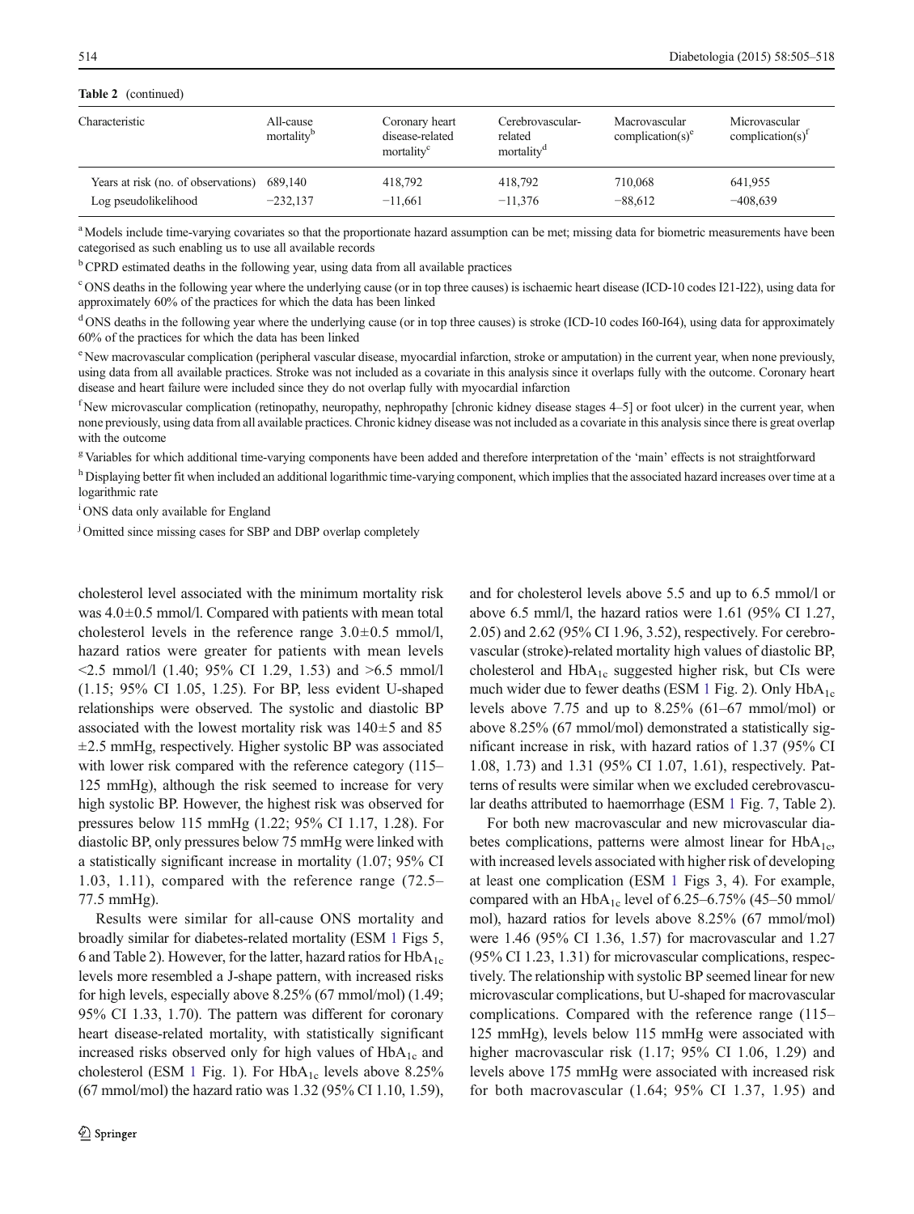**Table 2** (continued)

| Characteristic | All-cause mortality[b] | Coronary heart disease-related mortality[c] | Cerebrovascular-related mortality[d] | Macrovascular complication(s)[e] | Microvascular complication(s)[f] |
|---|---|---|---|---|---|
| Years at risk (no. of observations) | 689,140 | 418,792 | 418,792 | 710,068 | 641,955 |
| Log pseudolikelihood | −232,137 | −11,661 | −11,376 | −88,612 | −408,639 |

[a] Models include time-varying covariates so that the proportionate hazard assumption can be met; missing data for biometric measurements have been categorised as such enabling us to use all available records

[b] CPRD estimated deaths in the following year, using data from all available practices

[c] ONS deaths in the following year where the underlying cause (or in top three causes) is ischaemic heart disease (ICD-10 codes I21-I22), using data for approximately 60% of the practices for which the data has been linked

[d] ONS deaths in the following year where the underlying cause (or in top three causes) is stroke (ICD-10 codes I60-I64), using data for approximately 60% of the practices for which the data has been linked

[e] New macrovascular complication (peripheral vascular disease, myocardial infarction, stroke or amputation) in the current year, when none previously, using data from all available practices. Stroke was not included as a covariate in this analysis since it overlaps fully with the outcome. Coronary heart disease and heart failure were included since they do not overlap fully with myocardial infarction

[f] New microvascular complication (retinopathy, neuropathy, nephropathy [chronic kidney disease stages 4–5] or foot ulcer) in the current year, when none previously, using data from all available practices. Chronic kidney disease was not included as a covariate in this analysis since there is great overlap with the outcome

[g] Variables for which additional time-varying components have been added and therefore interpretation of the 'main' effects is not straightforward

[h] Displaying better fit when included an additional logarithmic time-varying component, which implies that the associated hazard increases over time at a logarithmic rate

[i] ONS data only available for England

[j] Omitted since missing cases for SBP and DBP overlap completely

cholesterol level associated with the minimum mortality risk was 4.0±0.5 mmol/l. Compared with patients with mean total cholesterol levels in the reference range 3.0±0.5 mmol/l, hazard ratios were greater for patients with mean levels <2.5 mmol/l (1.40; 95% CI 1.29, 1.53) and >6.5 mmol/l (1.15; 95% CI 1.05, 1.25). For BP, less evident U-shaped relationships were observed. The systolic and diastolic BP associated with the lowest mortality risk was 140±5 and 85 ±2.5 mmHg, respectively. Higher systolic BP was associated with lower risk compared with the reference category (115–125 mmHg), although the risk seemed to increase for very high systolic BP. However, the highest risk was observed for pressures below 115 mmHg (1.22; 95% CI 1.17, 1.28). For diastolic BP, only pressures below 75 mmHg were linked with a statistically significant increase in mortality (1.07; 95% CI 1.03, 1.11), compared with the reference range (72.5–77.5 mmHg).

Results were similar for all-cause ONS mortality and broadly similar for diabetes-related mortality (ESM 1 Figs 5, 6 and Table 2). However, for the latter, hazard ratios for $HbA_{1c}$ levels more resembled a J-shape pattern, with increased risks for high levels, especially above 8.25% (67 mmol/mol) (1.49; 95% CI 1.33, 1.70). The pattern was different for coronary heart disease-related mortality, with statistically significant increased risks observed only for high values of $HbA_{1c}$ and cholesterol (ESM 1 Fig. 1). For $HbA_{1c}$ levels above 8.25% (67 mmol/mol) the hazard ratio was 1.32 (95% CI 1.10, 1.59), and for cholesterol levels above 5.5 and up to 6.5 mmol/l or above 6.5 mml/l, the hazard ratios were 1.61 (95% CI 1.27, 2.05) and 2.62 (95% CI 1.96, 3.52), respectively. For cerebrovascular (stroke)-related mortality high values of diastolic BP, cholesterol and $HbA_{1c}$ suggested higher risk, but CIs were much wider due to fewer deaths (ESM 1 Fig. 2). Only $HbA_{1c}$ levels above 7.75 and up to 8.25% (61–67 mmol/mol) or above 8.25% (67 mmol/mol) demonstrated a statistically significant increase in risk, with hazard ratios of 1.37 (95% CI 1.08, 1.73) and 1.31 (95% CI 1.07, 1.61), respectively. Patterns of results were similar when we excluded cerebrovascular deaths attributed to haemorrhage (ESM 1 Fig. 7, Table 2).

For both new macrovascular and new microvascular diabetes complications, patterns were almost linear for $HbA_{1c}$, with increased levels associated with higher risk of developing at least one complication (ESM 1 Figs 3, 4). For example, compared with an $HbA_{1c}$ level of 6.25–6.75% (45–50 mmol/mol), hazard ratios for levels above 8.25% (67 mmol/mol) were 1.46 (95% CI 1.36, 1.57) for macrovascular and 1.27 (95% CI 1.23, 1.31) for microvascular complications, respectively. The relationship with systolic BP seemed linear for new microvascular complications, but U-shaped for macrovascular complications. Compared with the reference range (115–125 mmHg), levels below 115 mmHg were associated with higher macrovascular risk (1.17; 95% CI 1.06, 1.29) and levels above 175 mmHg were associated with increased risk for both macrovascular (1.64; 95% CI 1.37, 1.95) and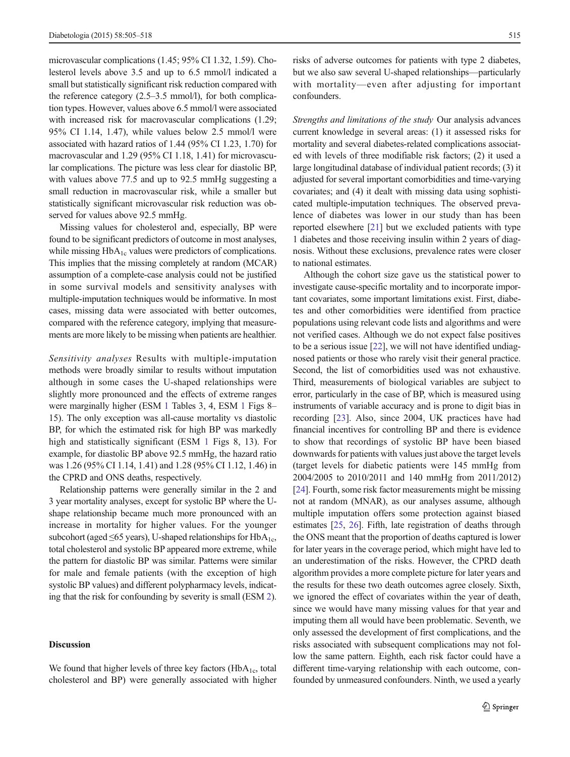microvascular complications (1.45; 95% CI 1.32, 1.59). Cholesterol levels above 3.5 and up to 6.5 mmol/l indicated a small but statistically significant risk reduction compared with the reference category (2.5–3.5 mmol/l), for both complication types. However, values above 6.5 mmol/l were associated with increased risk for macrovascular complications (1.29; 95% CI 1.14, 1.47), while values below 2.5 mmol/l were associated with hazard ratios of 1.44 (95% CI 1.23, 1.70) for macrovascular and 1.29 (95% CI 1.18, 1.41) for microvascular complications. The picture was less clear for diastolic BP, with values above 77.5 and up to 92.5 mmHg suggesting a small reduction in macrovascular risk, while a smaller but statistically significant microvascular risk reduction was observed for values above 92.5 mmHg.

Missing values for cholesterol and, especially, BP were found to be significant predictors of outcome in most analyses, while missing $HbA_{1c}$ values were predictors of complications. This implies that the missing completely at random (MCAR) assumption of a complete-case analysis could not be justified in some survival models and sensitivity analyses with multiple-imputation techniques would be informative. In most cases, missing data were associated with better outcomes, compared with the reference category, implying that measurements are more likely to be missing when patients are healthier.

*Sensitivity analyses* Results with multiple-imputation methods were broadly similar to results without imputation although in some cases the U-shaped relationships were slightly more pronounced and the effects of extreme ranges were marginally higher (ESM 1 Tables 3, 4, ESM 1 Figs 8–15). The only exception was all-cause mortality vs diastolic BP, for which the estimated risk for high BP was markedly high and statistically significant (ESM 1 Figs 8, 13). For example, for diastolic BP above 92.5 mmHg, the hazard ratio was 1.26 (95% CI 1.14, 1.41) and 1.28 (95% CI 1.12, 1.46) in the CPRD and ONS deaths, respectively.

Relationship patterns were generally similar in the 2 and 3 year mortality analyses, except for systolic BP where the U-shape relationship became much more pronounced with an increase in mortality for higher values. For the younger subcohort (aged ≤65 years), U-shaped relationships for $HbA_{1c}$, total cholesterol and systolic BP appeared more extreme, while the pattern for diastolic BP was similar. Patterns were similar for male and female patients (with the exception of high systolic BP values) and different polypharmacy levels, indicating that the risk for confounding by severity is small (ESM 2).

## Discussion

We found that higher levels of three key factors ($HbA_{1c}$, total cholesterol and BP) were generally associated with higher risks of adverse outcomes for patients with type 2 diabetes, but we also saw several U-shaped relationships—particularly with mortality—even after adjusting for important confounders.

*Strengths and limitations of the study* Our analysis advances current knowledge in several areas: (1) it assessed risks for mortality and several diabetes-related complications associated with levels of three modifiable risk factors; (2) it used a large longitudinal database of individual patient records; (3) it adjusted for several important comorbidities and time-varying covariates; and (4) it dealt with missing data using sophisticated multiple-imputation techniques. The observed prevalence of diabetes was lower in our study than has been reported elsewhere [21] but we excluded patients with type 1 diabetes and those receiving insulin within 2 years of diagnosis. Without these exclusions, prevalence rates were closer to national estimates.

Although the cohort size gave us the statistical power to investigate cause-specific mortality and to incorporate important covariates, some important limitations exist. First, diabetes and other comorbidities were identified from practice populations using relevant code lists and algorithms and were not verified cases. Although we do not expect false positives to be a serious issue [22], we will not have identified undiagnosed patients or those who rarely visit their general practice. Second, the list of comorbidities used was not exhaustive. Third, measurements of biological variables are subject to error, particularly in the case of BP, which is measured using instruments of variable accuracy and is prone to digit bias in recording [23]. Also, since 2004, UK practices have had financial incentives for controlling BP and there is evidence to show that recordings of systolic BP have been biased downwards for patients with values just above the target levels (target levels for diabetic patients were 145 mmHg from 2004/2005 to 2010/2011 and 140 mmHg from 2011/2012) [24]. Fourth, some risk factor measurements might be missing not at random (MNAR), as our analyses assume, although multiple imputation offers some protection against biased estimates [25, 26]. Fifth, late registration of deaths through the ONS meant that the proportion of deaths captured is lower for later years in the coverage period, which might have led to an underestimation of the risks. However, the CPRD death algorithm provides a more complete picture for later years and the results for these two death outcomes agree closely. Sixth, we ignored the effect of covariates within the year of death, since we would have many missing values for that year and imputing them all would have been problematic. Seventh, we only assessed the development of first complications, and the risks associated with subsequent complications may not follow the same pattern. Eighth, each risk factor could have a different time-varying relationship with each outcome, confounded by unmeasured confounders. Ninth, we used a yearly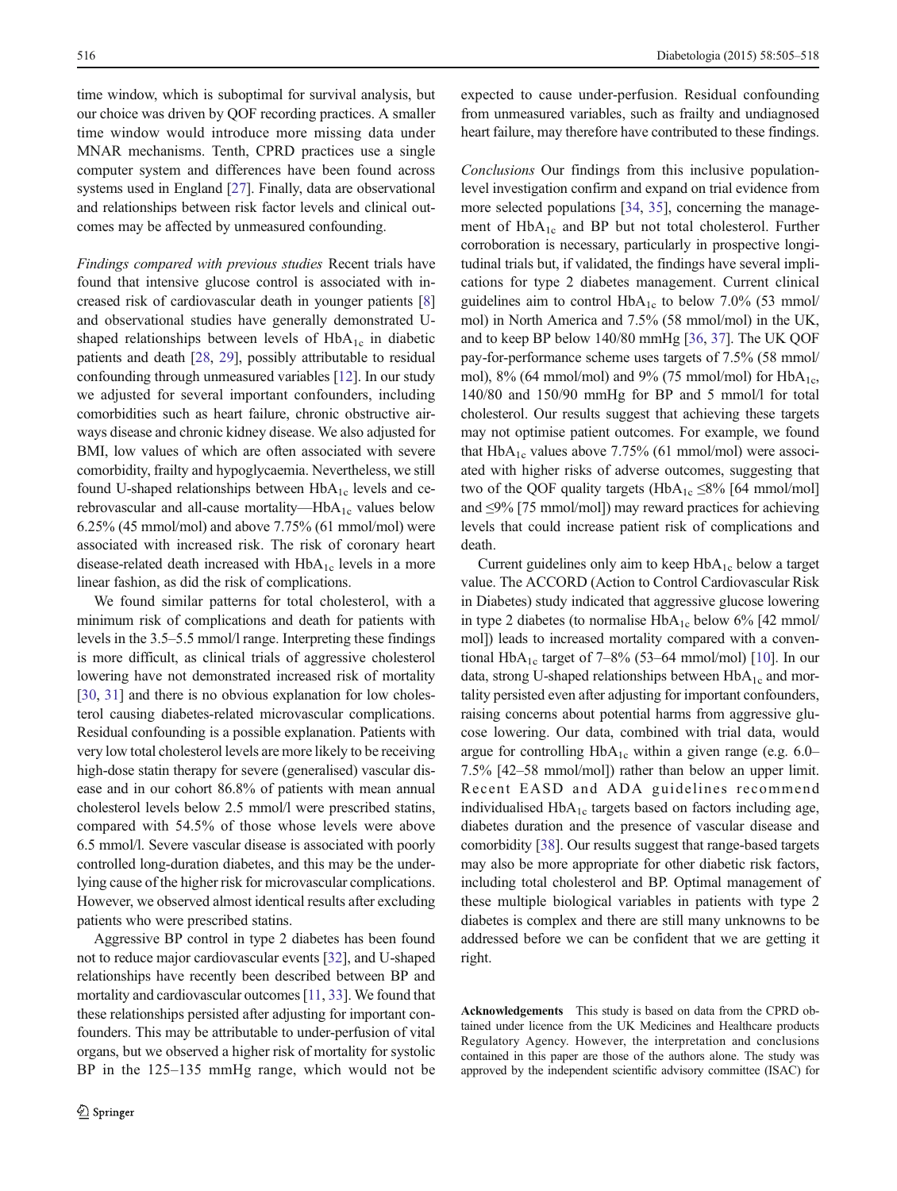time window, which is suboptimal for survival analysis, but our choice was driven by QOF recording practices. A smaller time window would introduce more missing data under MNAR mechanisms. Tenth, CPRD practices use a single computer system and differences have been found across systems used in England [27]. Finally, data are observational and relationships between risk factor levels and clinical outcomes may be affected by unmeasured confounding.

*Findings compared with previous studies* Recent trials have found that intensive glucose control is associated with increased risk of cardiovascular death in younger patients [8] and observational studies have generally demonstrated U-shaped relationships between levels of $HbA_{1c}$ in diabetic patients and death [28, 29], possibly attributable to residual confounding through unmeasured variables [12]. In our study we adjusted for several important confounders, including comorbidities such as heart failure, chronic obstructive airways disease and chronic kidney disease. We also adjusted for BMI, low values of which are often associated with severe comorbidity, frailty and hypoglycaemia. Nevertheless, we still found U-shaped relationships between $HbA_{1c}$ levels and cerebrovascular and all-cause mortality—$HbA_{1c}$ values below 6.25% (45 mmol/mol) and above 7.75% (61 mmol/mol) were associated with increased risk. The risk of coronary heart disease-related death increased with $HbA_{1c}$ levels in a more linear fashion, as did the risk of complications.

We found similar patterns for total cholesterol, with a minimum risk of complications and death for patients with levels in the 3.5–5.5 mmol/l range. Interpreting these findings is more difficult, as clinical trials of aggressive cholesterol lowering have not demonstrated increased risk of mortality [30, 31] and there is no obvious explanation for low cholesterol causing diabetes-related microvascular complications. Residual confounding is a possible explanation. Patients with very low total cholesterol levels are more likely to be receiving high-dose statin therapy for severe (generalised) vascular disease and in our cohort 86.8% of patients with mean annual cholesterol levels below 2.5 mmol/l were prescribed statins, compared with 54.5% of those whose levels were above 6.5 mmol/l. Severe vascular disease is associated with poorly controlled long-duration diabetes, and this may be the underlying cause of the higher risk for microvascular complications. However, we observed almost identical results after excluding patients who were prescribed statins.

Aggressive BP control in type 2 diabetes has been found not to reduce major cardiovascular events [32], and U-shaped relationships have recently been described between BP and mortality and cardiovascular outcomes [11, 33]. We found that these relationships persisted after adjusting for important confounders. This may be attributable to under-perfusion of vital organs, but we observed a higher risk of mortality for systolic BP in the 125–135 mmHg range, which would not be expected to cause under-perfusion. Residual confounding from unmeasured variables, such as frailty and undiagnosed heart failure, may therefore have contributed to these findings.

*Conclusions* Our findings from this inclusive population-level investigation confirm and expand on trial evidence from more selected populations [34, 35], concerning the management of $HbA_{1c}$ and BP but not total cholesterol. Further corroboration is necessary, particularly in prospective longitudinal trials but, if validated, the findings have several implications for type 2 diabetes management. Current clinical guidelines aim to control $HbA_{1c}$ to below 7.0% (53 mmol/mol) in North America and 7.5% (58 mmol/mol) in the UK, and to keep BP below 140/80 mmHg [36, 37]. The UK QOF pay-for-performance scheme uses targets of 7.5% (58 mmol/mol), 8% (64 mmol/mol) and 9% (75 mmol/mol) for $HbA_{1c}$, 140/80 and 150/90 mmHg for BP and 5 mmol/l for total cholesterol. Our results suggest that achieving these targets may not optimise patient outcomes. For example, we found that $HbA_{1c}$ values above 7.75% (61 mmol/mol) were associated with higher risks of adverse outcomes, suggesting that two of the QOF quality targets ($HbA_{1c}$ ≤8% [64 mmol/mol] and ≤9% [75 mmol/mol]) may reward practices for achieving levels that could increase patient risk of complications and death.

Current guidelines only aim to keep $HbA_{1c}$ below a target value. The ACCORD (Action to Control Cardiovascular Risk in Diabetes) study indicated that aggressive glucose lowering in type 2 diabetes (to normalise $HbA_{1c}$ below 6% [42 mmol/mol]) leads to increased mortality compared with a conventional $HbA_{1c}$ target of 7–8% (53–64 mmol/mol) [10]. In our data, strong U-shaped relationships between $HbA_{1c}$ and mortality persisted even after adjusting for important confounders, raising concerns about potential harms from aggressive glucose lowering. Our data, combined with trial data, would argue for controlling $HbA_{1c}$ within a given range (e.g. 6.0–7.5% [42–58 mmol/mol]) rather than below an upper limit. Recent EASD and ADA guidelines recommend individualised $HbA_{1c}$ targets based on factors including age, diabetes duration and the presence of vascular disease and comorbidity [38]. Our results suggest that range-based targets may also be more appropriate for other diabetic risk factors, including total cholesterol and BP. Optimal management of these multiple biological variables in patients with type 2 diabetes is complex and there are still many unknowns to be addressed before we can be confident that we are getting it right.

**Acknowledgements** This study is based on data from the CPRD obtained under licence from the UK Medicines and Healthcare products Regulatory Agency. However, the interpretation and conclusions contained in this paper are those of the authors alone. The study was approved by the independent scientific advisory committee (ISAC) for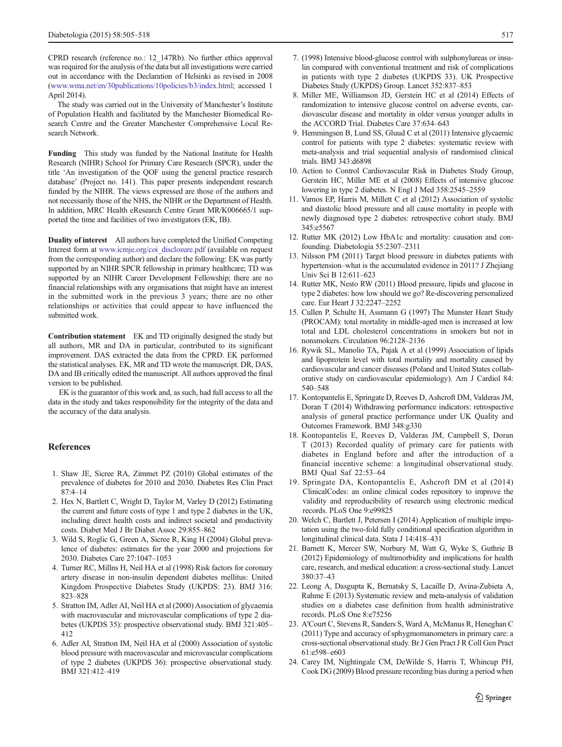CPRD research (reference no.: 12_147Rb). No further ethics approval was required for the analysis of the data but all investigations were carried out in accordance with the Declaration of Helsinki as revised in 2008 (www.wma.net/en/30publications/10policies/b3/index.html; accessed 1 April 2014).

The study was carried out in the University of Manchester's Institute of Population Health and facilitated by the Manchester Biomedical Research Centre and the Greater Manchester Comprehensive Local Research Network.

**Funding** This study was funded by the National Institute for Health Research (NIHR) School for Primary Care Research (SPCR), under the title 'An investigation of the QOF using the general practice research database' (Project no. 141). This paper presents independent research funded by the NIHR. The views expressed are those of the authors and not necessarily those of the NHS, the NIHR or the Department of Health. In addition, MRC Health eResearch Centre Grant MR/K006665/1 supported the time and facilities of two investigators (EK, IB).

**Duality of interest** All authors have completed the Unified Competing Interest form at www.icmje.org/coi_disclosure.pdf (available on request from the corresponding author) and declare the following: EK was partly supported by an NIHR SPCR fellowship in primary healthcare; TD was supported by an NIHR Career Development Fellowship; there are no financial relationships with any organisations that might have an interest in the submitted work in the previous 3 years; there are no other relationships or activities that could appear to have influenced the submitted work.

**Contribution statement** EK and TD originally designed the study but all authors, MR and DA in particular, contributed to its significant improvement. DAS extracted the data from the CPRD. EK performed the statistical analyses. EK, MR and TD wrote the manuscript. DR, DAS, DA and IB critically edited the manuscript. All authors approved the final version to be published.

EK is the guarantor of this work and, as such, had full access to all the data in the study and takes responsibility for the integrity of the data and the accuracy of the data analysis.

## References

1. Shaw JE, Sicree RA, Zimmet PZ (2010) Global estimates of the prevalence of diabetes for 2010 and 2030. Diabetes Res Clin Pract 87:4–14
2. Hex N, Bartlett C, Wright D, Taylor M, Varley D (2012) Estimating the current and future costs of type 1 and type 2 diabetes in the UK, including direct health costs and indirect societal and productivity costs. Diabet Med J Br Diabet Assoc 29:855–862
3. Wild S, Roglic G, Green A, Sicree R, King H (2004) Global prevalence of diabetes: estimates for the year 2000 and projections for 2030. Diabetes Care 27:1047–1053
4. Turner RC, Millns H, Neil HA et al (1998) Risk factors for coronary artery disease in non-insulin dependent diabetes mellitus: United Kingdom Prospective Diabetes Study (UKPDS: 23). BMJ 316: 823–828
5. Stratton IM, Adler AI, Neil HA et al (2000) Association of glycaemia with macrovascular and microvascular complications of type 2 diabetes (UKPDS 35): prospective observational study. BMJ 321:405–412
6. Adler AI, Stratton IM, Neil HA et al (2000) Association of systolic blood pressure with macrovascular and microvascular complications of type 2 diabetes (UKPDS 36): prospective observational study. BMJ 321:412–419
7. (1998) Intensive blood-glucose control with sulphonylureas or insulin compared with conventional treatment and risk of complications in patients with type 2 diabetes (UKPDS 33). UK Prospective Diabetes Study (UKPDS) Group. Lancet 352:837–853
8. Miller ME, Williamson JD, Gerstein HC et al (2014) Effects of randomization to intensive glucose control on adverse events, cardiovascular disease and mortality in older versus younger adults in the ACCORD Trial. Diabetes Care 37:634–643
9. Hemmingsen B, Lund SS, Gluud C et al (2011) Intensive glycaemic control for patients with type 2 diabetes: systematic review with meta-analysis and trial sequential analysis of randomised clinical trials. BMJ 343:d6898
10. Action to Control Cardiovascular Risk in Diabetes Study Group, Gerstein HC, Miller ME et al (2008) Effects of intensive glucose lowering in type 2 diabetes. N Engl J Med 358:2545–2559
11. Vamos EP, Harris M, Millett C et al (2012) Association of systolic and diastolic blood pressure and all cause mortality in people with newly diagnosed type 2 diabetes: retrospective cohort study. BMJ 345:e5567
12. Rutter MK (2012) Low HbA1c and mortality: causation and confounding. Diabetologia 55:2307–2311
13. Nilsson PM (2011) Target blood pressure in diabetes patients with hypertension–what is the accumulated evidence in 2011? J Zhejiang Univ Sci B 12:611–623
14. Rutter MK, Nesto RW (2011) Blood pressure, lipids and glucose in type 2 diabetes: how low should we go? Re-discovering personalized care. Eur Heart J 32:2247–2252
15. Cullen P, Schulte H, Assmann G (1997) The Munster Heart Study (PROCAM): total mortality in middle-aged men is increased at low total and LDL cholesterol concentrations in smokers but not in nonsmokers. Circulation 96:2128–2136
16. Rywik SL, Manolio TA, Pajak A et al (1999) Association of lipids and lipoprotein level with total mortality and mortality caused by cardiovascular and cancer diseases (Poland and United States collaborative study on cardiovascular epidemiology). Am J Cardiol 84: 540–548
17. Kontopantelis E, Springate D, Reeves D, Ashcroft DM, Valderas JM, Doran T (2014) Withdrawing performance indicators: retrospective analysis of general practice performance under UK Quality and Outcomes Framework. BMJ 348:g330
18. Kontopantelis E, Reeves D, Valderas JM, Campbell S, Doran T (2013) Recorded quality of primary care for patients with diabetes in England before and after the introduction of a financial incentive scheme: a longitudinal observational study. BMJ Qual Saf 22:53–64
19. Springate DA, Kontopantelis E, Ashcroft DM et al (2014) ClinicalCodes: an online clinical codes repository to improve the validity and reproducibility of research using electronic medical records. PLoS One 9:e99825
20. Welch C, Bartlett J, Petersen I (2014) Application of multiple imputation using the two-fold fully conditional specification algorithm in longitudinal clinical data. Stata J 14:418–431
21. Barnett K, Mercer SW, Norbury M, Watt G, Wyke S, Guthrie B (2012) Epidemiology of multimorbidity and implications for health care, research, and medical education: a cross-sectional study. Lancet 380:37–43
22. Leong A, Dasgupta K, Bernatsky S, Lacaille D, Avina-Zubieta A, Rahme E (2013) Systematic review and meta-analysis of validation studies on a diabetes case definition from health administrative records. PLoS One 8:e75256
23. A'Court C, Stevens R, Sanders S, Ward A, McManus R, Heneghan C (2011) Type and accuracy of sphygmomanometers in primary care: a cross-sectional observational study. Br J Gen Pract J R Coll Gen Pract 61:e598–e603
24. Carey IM, Nightingale CM, DeWilde S, Harris T, Whincup PH, Cook DG (2009) Blood pressure recording bias during a period when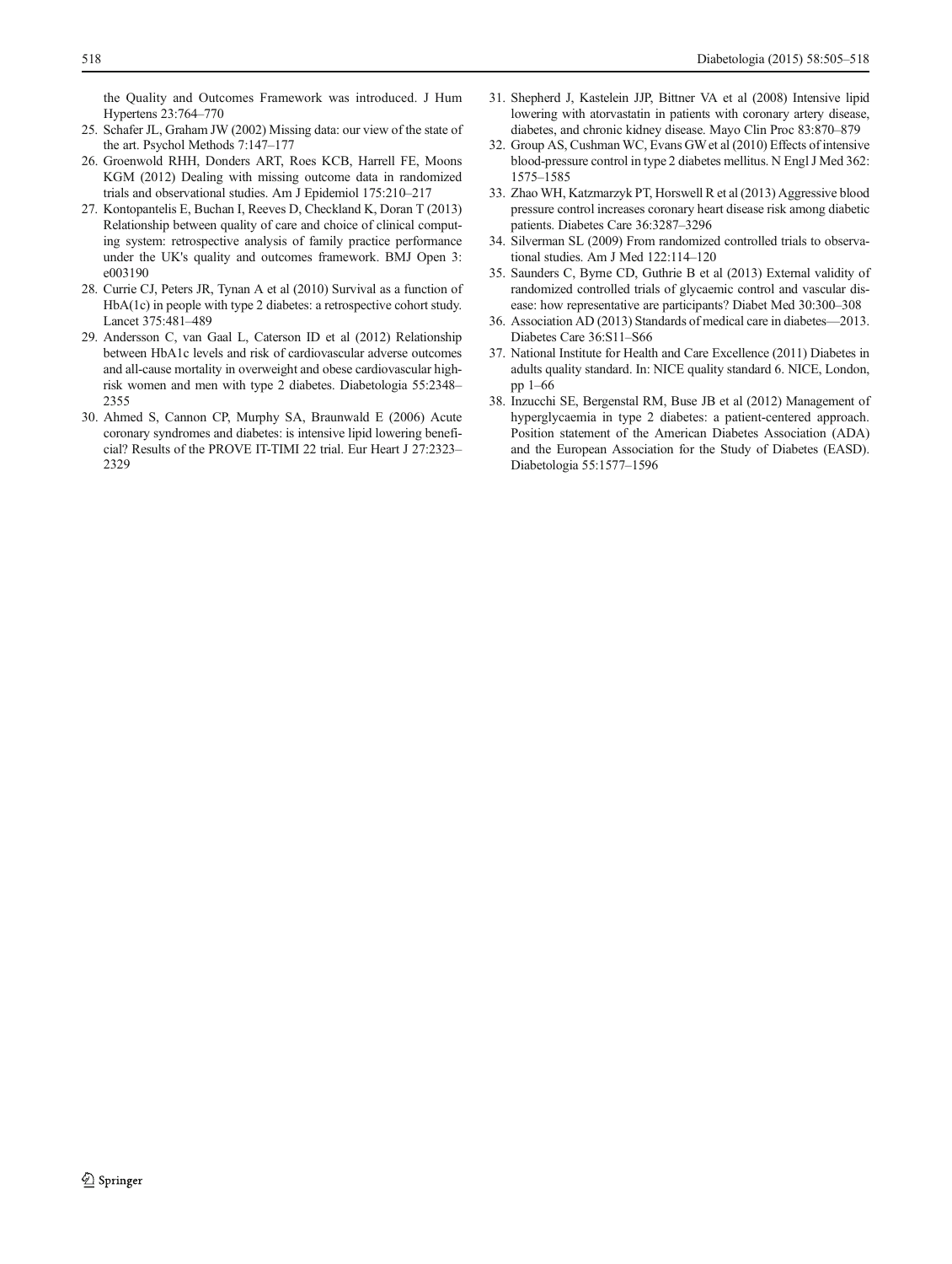the Quality and Outcomes Framework was introduced. J Hum Hypertens 23:764–770

25. Schafer JL, Graham JW (2002) Missing data: our view of the state of the art. Psychol Methods 7:147–177
26. Groenwold RHH, Donders ART, Roes KCB, Harrell FE, Moons KGM (2012) Dealing with missing outcome data in randomized trials and observational studies. Am J Epidemiol 175:210–217
27. Kontopantelis E, Buchan I, Reeves D, Checkland K, Doran T (2013) Relationship between quality of care and choice of clinical computing system: retrospective analysis of family practice performance under the UK's quality and outcomes framework. BMJ Open 3: e003190
28. Currie CJ, Peters JR, Tynan A et al (2010) Survival as a function of HbA(1c) in people with type 2 diabetes: a retrospective cohort study. Lancet 375:481–489
29. Andersson C, van Gaal L, Caterson ID et al (2012) Relationship between HbA1c levels and risk of cardiovascular adverse outcomes and all-cause mortality in overweight and obese cardiovascular high-risk women and men with type 2 diabetes. Diabetologia 55:2348–2355
30. Ahmed S, Cannon CP, Murphy SA, Braunwald E (2006) Acute coronary syndromes and diabetes: is intensive lipid lowering beneficial? Results of the PROVE IT-TIMI 22 trial. Eur Heart J 27:2323–2329
31. Shepherd J, Kastelein JJP, Bittner VA et al (2008) Intensive lipid lowering with atorvastatin in patients with coronary artery disease, diabetes, and chronic kidney disease. Mayo Clin Proc 83:870–879
32. Group AS, Cushman WC, Evans GW et al (2010) Effects of intensive blood-pressure control in type 2 diabetes mellitus. N Engl J Med 362: 1575–1585
33. Zhao WH, Katzmarzyk PT, Horswell R et al (2013) Aggressive blood pressure control increases coronary heart disease risk among diabetic patients. Diabetes Care 36:3287–3296
34. Silverman SL (2009) From randomized controlled trials to observational studies. Am J Med 122:114–120
35. Saunders C, Byrne CD, Guthrie B et al (2013) External validity of randomized controlled trials of glycaemic control and vascular disease: how representative are participants? Diabet Med 30:300–308
36. Association AD (2013) Standards of medical care in diabetes—2013. Diabetes Care 36:S11–S66
37. National Institute for Health and Care Excellence (2011) Diabetes in adults quality standard. In: NICE quality standard 6. NICE, London, pp 1–66
38. Inzucchi SE, Bergenstal RM, Buse JB et al (2012) Management of hyperglycaemia in type 2 diabetes: a patient-centered approach. Position statement of the American Diabetes Association (ADA) and the European Association for the Study of Diabetes (EASD). Diabetologia 55:1577–1596